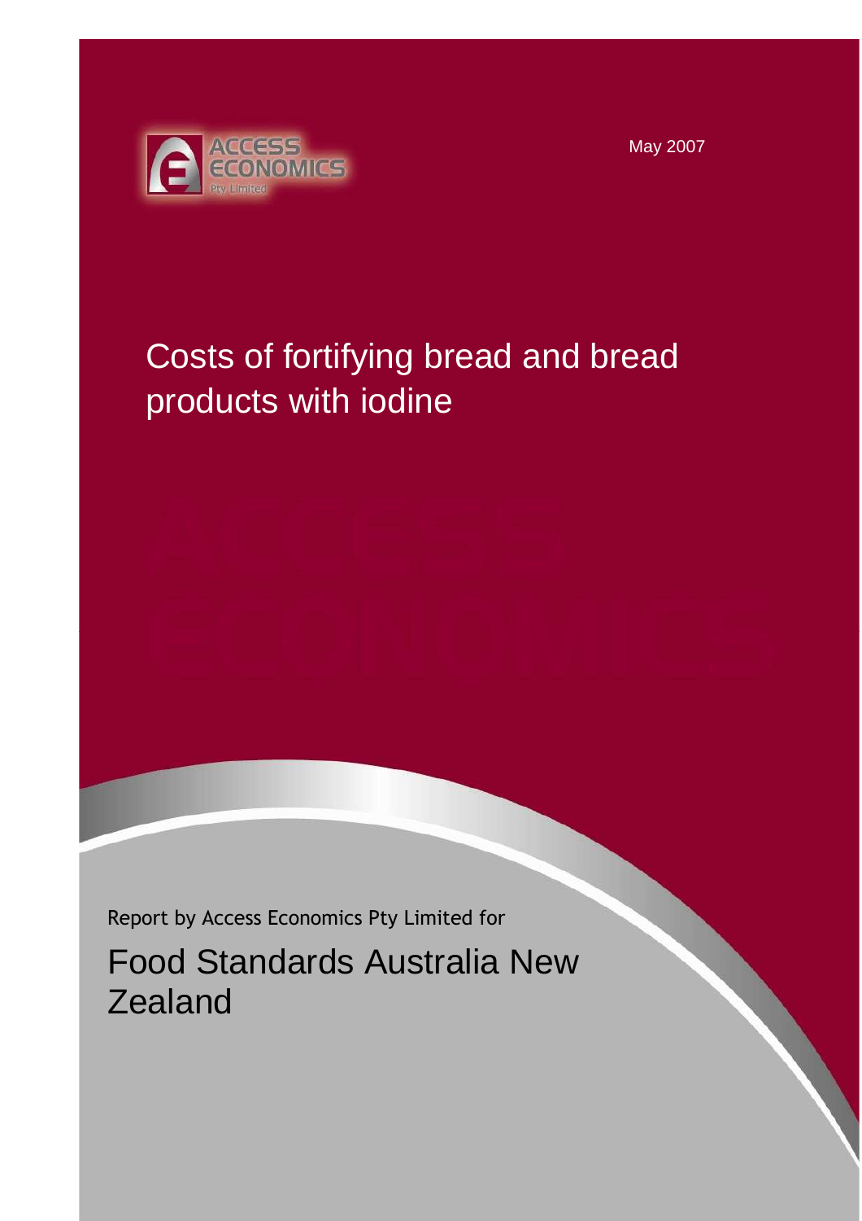May 2007

# Costs of fortifying bread and bread products with iodine

Report by Access Economics Pty Limited for

## Food Standards Australia New Zealand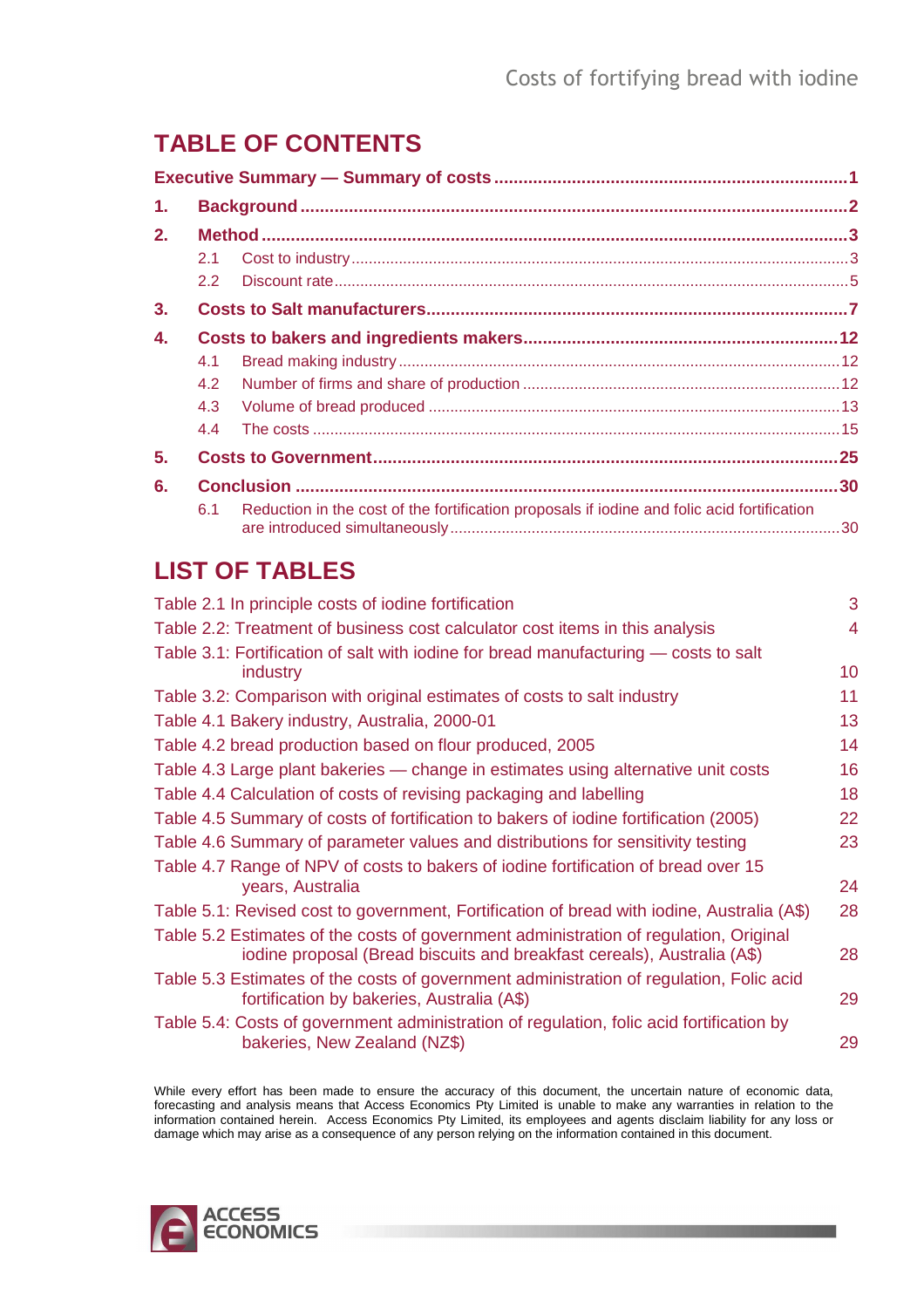# TABLE OF CONTENTS

**Executive Summary — Summary of costs** ..... 1

**1. Background** ..... 2

**2. Method** ..... 3

- 2.1 Cost to industry ..... 3
- 2.2 Discount rate ..... 5

**3. Costs to Salt manufacturers** ..... 7

**4. Costs to bakers and ingredients makers** ..... 12

- 4.1 Bread making industry ..... 12
- 4.2 Number of firms and share of production ..... 12
- 4.3 Volume of bread produced ..... 13
- 4.4 The costs ..... 15

**5. Costs to Government** ..... 25

**6. Conclusion** ..... 30

- 6.1 Reduction in the cost of the fortification proposals if iodine and folic acid fortification are introduced simultaneously ..... 30

# LIST OF TABLES

| Table | Page |
|---|---|
| Table 2.1 In principle costs of iodine fortification | 3 |
| Table 2.2: Treatment of business cost calculator cost items in this analysis | 4 |
| Table 3.1: Fortification of salt with iodine for bread manufacturing — costs to salt industry | 10 |
| Table 3.2: Comparison with original estimates of costs to salt industry | 11 |
| Table 4.1 Bakery industry, Australia, 2000-01 | 13 |
| Table 4.2 bread production based on flour produced, 2005 | 14 |
| Table 4.3 Large plant bakeries — change in estimates using alternative unit costs | 16 |
| Table 4.4 Calculation of costs of revising packaging and labelling | 18 |
| Table 4.5 Summary of costs of fortification to bakers of iodine fortification (2005) | 22 |
| Table 4.6 Summary of parameter values and distributions for sensitivity testing | 23 |
| Table 4.7 Range of NPV of costs to bakers of iodine fortification of bread over 15 years, Australia | 24 |
| Table 5.1: Revised cost to government, Fortification of bread with iodine, Australia (A$) | 28 |
| Table 5.2 Estimates of the costs of government administration of regulation, Original iodine proposal (Bread biscuits and breakfast cereals), Australia (A$) | 28 |
| Table 5.3 Estimates of the costs of government administration of regulation, Folic acid fortification by bakeries, Australia (A$) | 29 |
| Table 5.4: Costs of government administration of regulation, folic acid fortification by bakeries, New Zealand (NZ$) | 29 |

While every effort has been made to ensure the accuracy of this document, the uncertain nature of economic data, forecasting and analysis means that Access Economics Pty Limited is unable to make any warranties in relation to the information contained herein. Access Economics Pty Limited, its employees and agents disclaim liability for any loss or damage which may arise as a consequence of any person relying on the information contained in this document.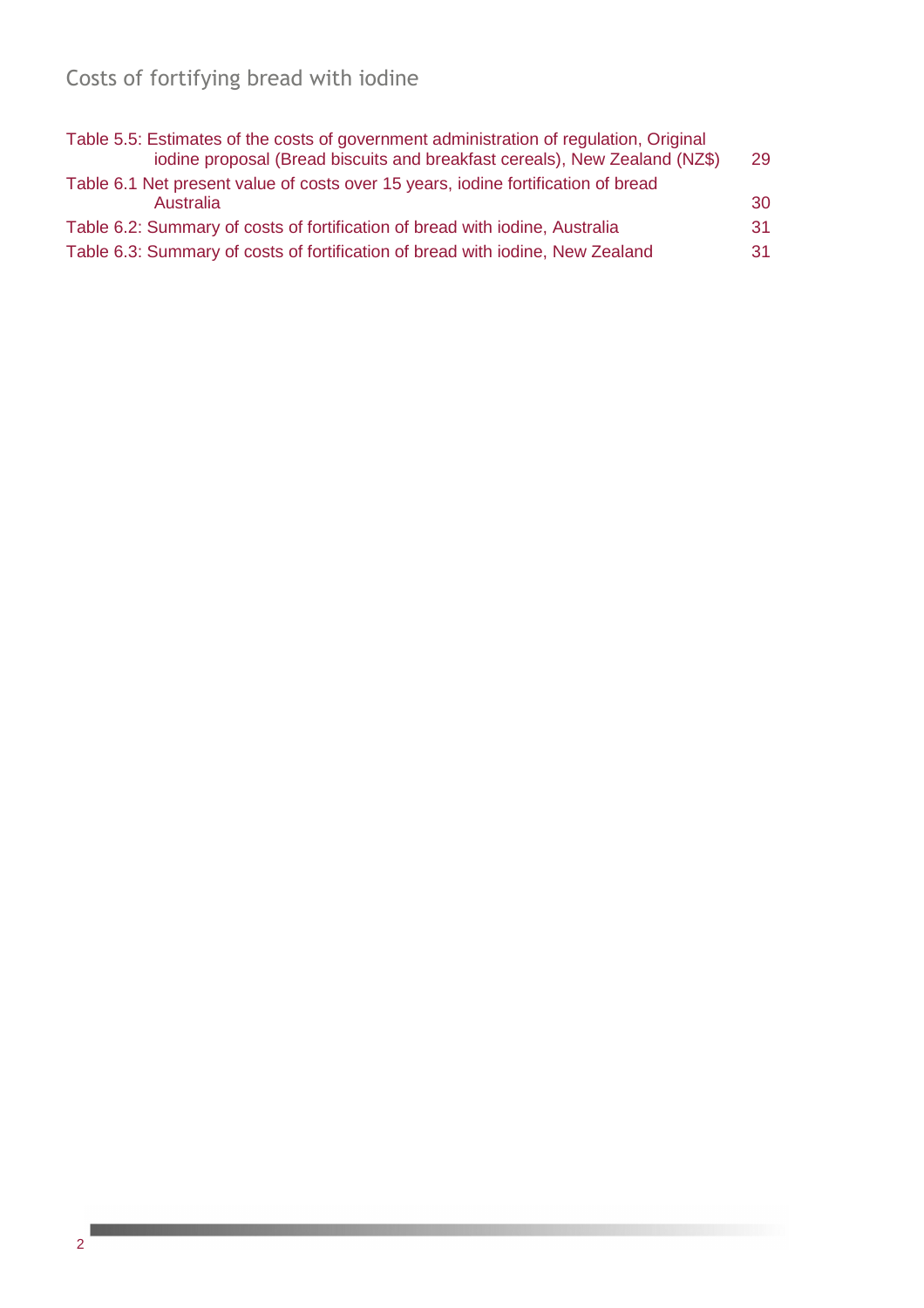Table 5.5: Estimates of the costs of government administration of regulation, Original iodine proposal (Bread biscuits and breakfast cereals), New Zealand (NZ$) 29

Table 6.1 Net present value of costs over 15 years, iodine fortification of bread Australia 30

Table 6.2: Summary of costs of fortification of bread with iodine, Australia 31

Table 6.3: Summary of costs of fortification of bread with iodine, New Zealand 31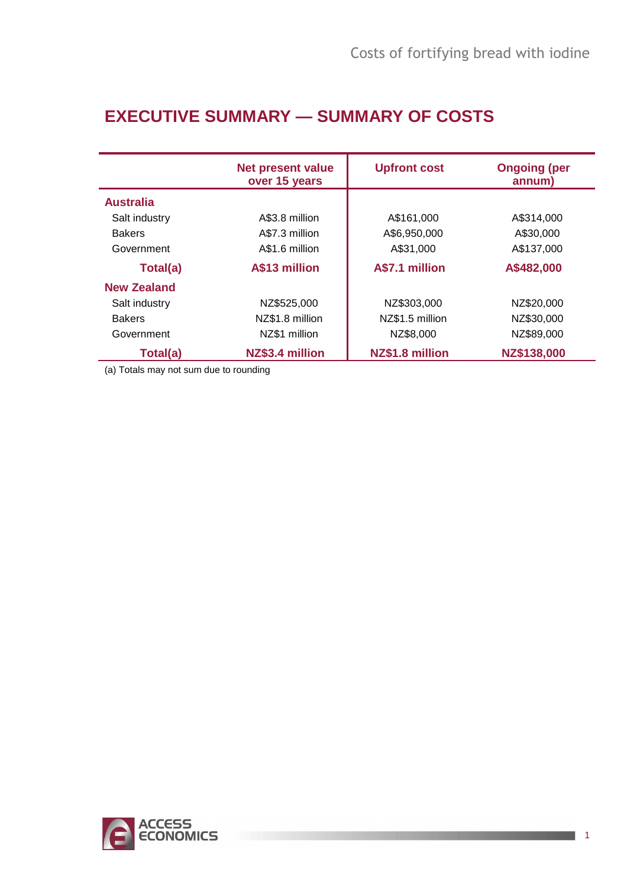# EXECUTIVE SUMMARY — SUMMARY OF COSTS

| | Net present value over 15 years | Upfront cost | Ongoing (per annum) |
|---|---|---|---|
| **Australia** | | | |
| Salt industry | A$3.8 million | A$161,000 | A$314,000 |
| Bakers | A$7.3 million | A$6,950,000 | A$30,000 |
| Government | A$1.6 million | A$31,000 | A$137,000 |
| **Total(a)** | **A$13 million** | **A$7.1 million** | **A$482,000** |
| **New Zealand** | | | |
| Salt industry | NZ$525,000 | NZ$303,000 | NZ$20,000 |
| Bakers | NZ$1.8 million | NZ$1.5 million | NZ$30,000 |
| Government | NZ$1 million | NZ$8,000 | NZ$89,000 |
| **Total(a)** | **NZ$3.4 million** | **NZ$1.8 million** | **NZ$138,000** |

(a) Totals may not sum due to rounding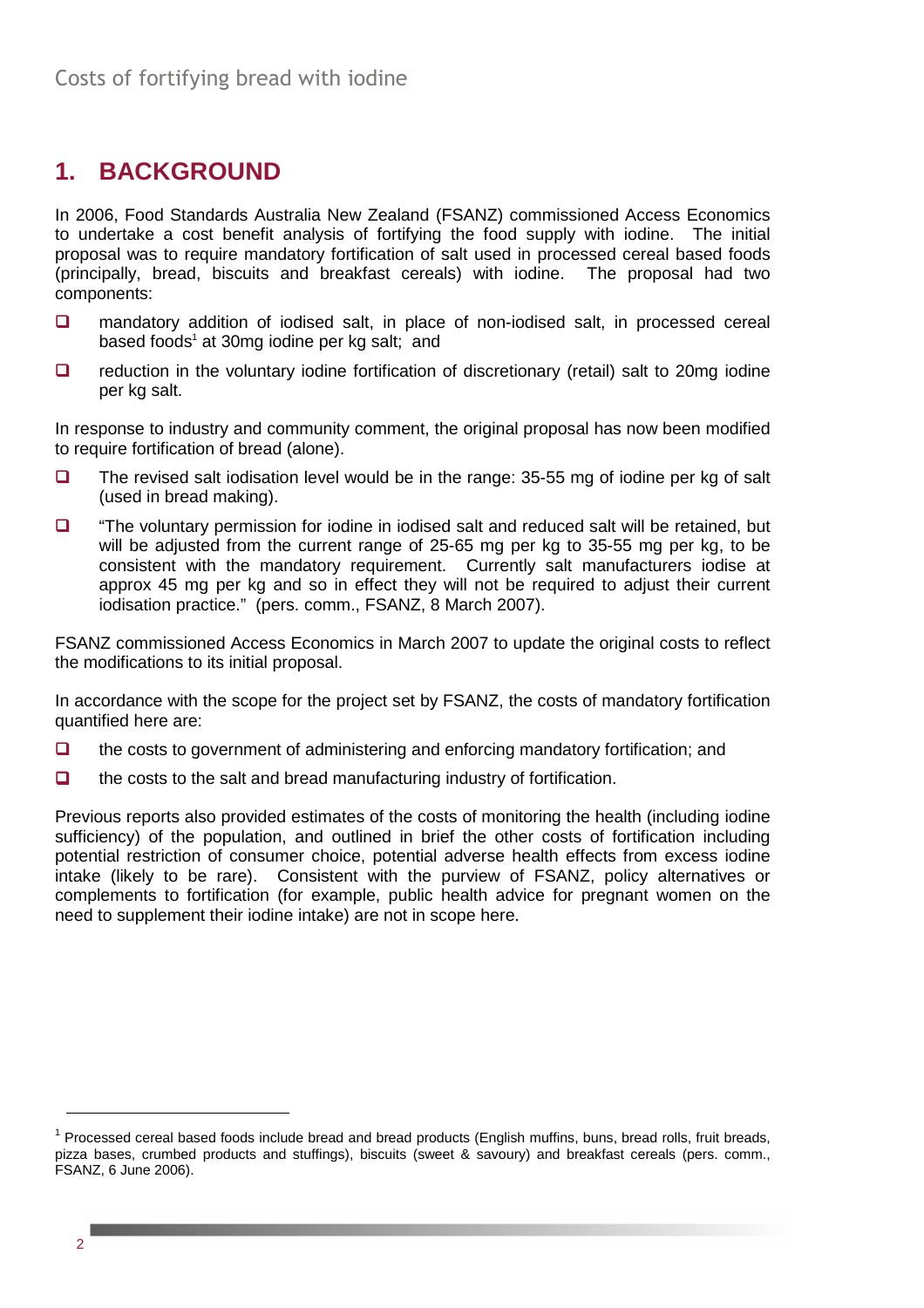# 1. BACKGROUND

In 2006, Food Standards Australia New Zealand (FSANZ) commissioned Access Economics to undertake a cost benefit analysis of fortifying the food supply with iodine. The initial proposal was to require mandatory fortification of salt used in processed cereal based foods (principally, bread, biscuits and breakfast cereals) with iodine. The proposal had two components:

- mandatory addition of iodised salt, in place of non-iodised salt, in processed cereal based foods[1] at 30mg iodine per kg salt; and
- reduction in the voluntary iodine fortification of discretionary (retail) salt to 20mg iodine per kg salt.

In response to industry and community comment, the original proposal has now been modified to require fortification of bread (alone).

- The revised salt iodisation level would be in the range: 35-55 mg of iodine per kg of salt (used in bread making).
- "The voluntary permission for iodine in iodised salt and reduced salt will be retained, but will be adjusted from the current range of 25-65 mg per kg to 35-55 mg per kg, to be consistent with the mandatory requirement. Currently salt manufacturers iodise at approx 45 mg per kg and so in effect they will not be required to adjust their current iodisation practice." (pers. comm., FSANZ, 8 March 2007).

FSANZ commissioned Access Economics in March 2007 to update the original costs to reflect the modifications to its initial proposal.

In accordance with the scope for the project set by FSANZ, the costs of mandatory fortification quantified here are:

- the costs to government of administering and enforcing mandatory fortification; and
- the costs to the salt and bread manufacturing industry of fortification.

Previous reports also provided estimates of the costs of monitoring the health (including iodine sufficiency) of the population, and outlined in brief the other costs of fortification including potential restriction of consumer choice, potential adverse health effects from excess iodine intake (likely to be rare). Consistent with the purview of FSANZ, policy alternatives or complements to fortification (for example, public health advice for pregnant women on the need to supplement their iodine intake) are not in scope here.

[1] Processed cereal based foods include bread and bread products (English muffins, buns, bread rolls, fruit breads, pizza bases, crumbed products and stuffings), biscuits (sweet & savoury) and breakfast cereals (pers. comm., FSANZ, 6 June 2006).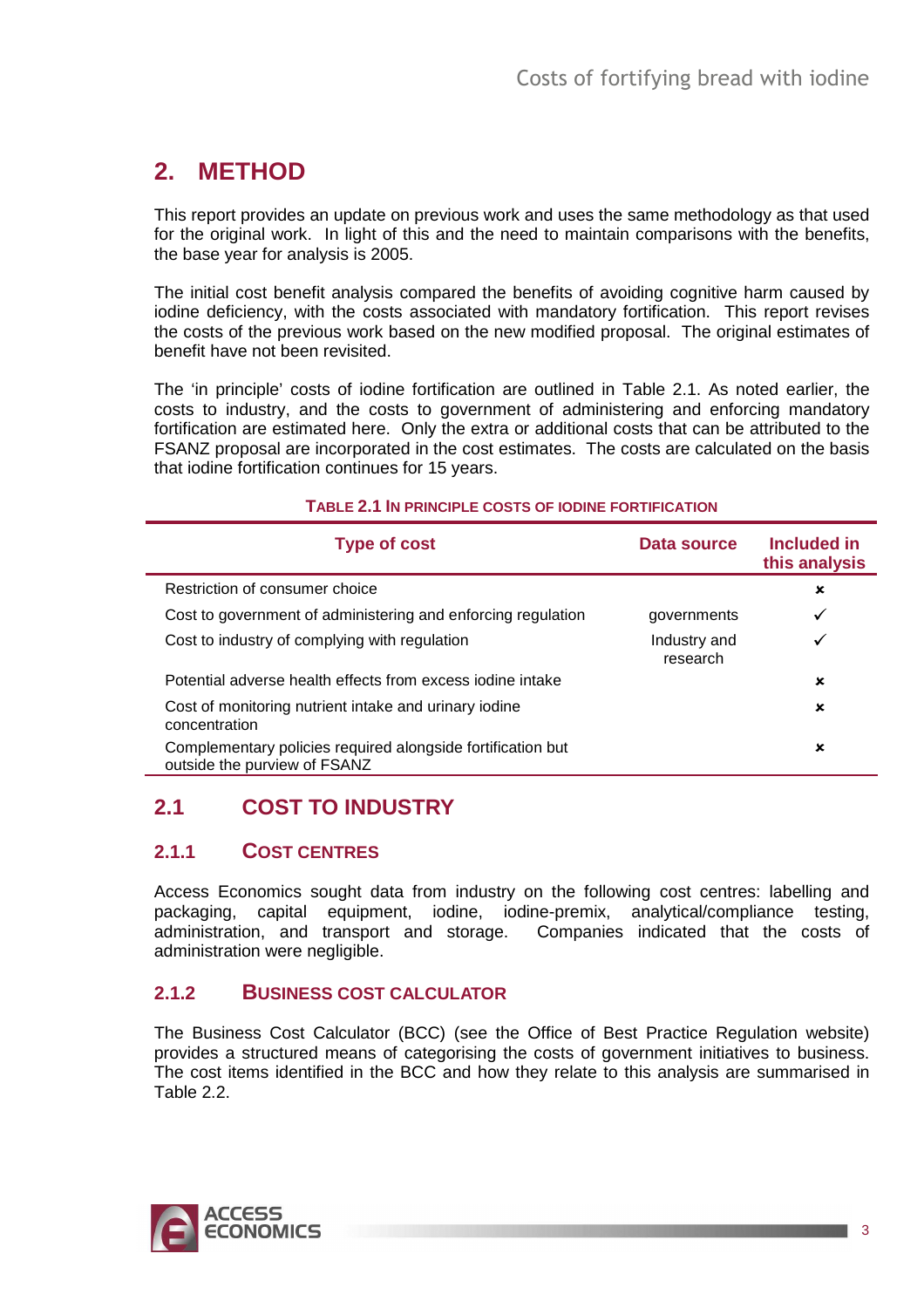# 2. METHOD

This report provides an update on previous work and uses the same methodology as that used for the original work. In light of this and the need to maintain comparisons with the benefits, the base year for analysis is 2005.

The initial cost benefit analysis compared the benefits of avoiding cognitive harm caused by iodine deficiency, with the costs associated with mandatory fortification. This report revises the costs of the previous work based on the new modified proposal. The original estimates of benefit have not been revisited.

The 'in principle' costs of iodine fortification are outlined in Table 2.1. As noted earlier, the costs to industry, and the costs to government of administering and enforcing mandatory fortification are estimated here. Only the extra or additional costs that can be attributed to the FSANZ proposal are incorporated in the cost estimates. The costs are calculated on the basis that iodine fortification continues for 15 years.

**TABLE 2.1 IN PRINCIPLE COSTS OF IODINE FORTIFICATION**

| Type of cost | Data source | Included in this analysis |
|---|---|---|
| Restriction of consumer choice | | ✗ |
| Cost to government of administering and enforcing regulation | governments | ✓ |
| Cost to industry of complying with regulation | Industry and research | ✓ |
| Potential adverse health effects from excess iodine intake | | ✗ |
| Cost of monitoring nutrient intake and urinary iodine concentration | | ✗ |
| Complementary policies required alongside fortification but outside the purview of FSANZ | | ✗ |

## 2.1 COST TO INDUSTRY

### 2.1.1 COST CENTRES

Access Economics sought data from industry on the following cost centres: labelling and packaging, capital equipment, iodine, iodine-premix, analytical/compliance testing, administration, and transport and storage. Companies indicated that the costs of administration were negligible.

### 2.1.2 BUSINESS COST CALCULATOR

The Business Cost Calculator (BCC) (see the Office of Best Practice Regulation website) provides a structured means of categorising the costs of government initiatives to business. The cost items identified in the BCC and how they relate to this analysis are summarised in Table 2.2.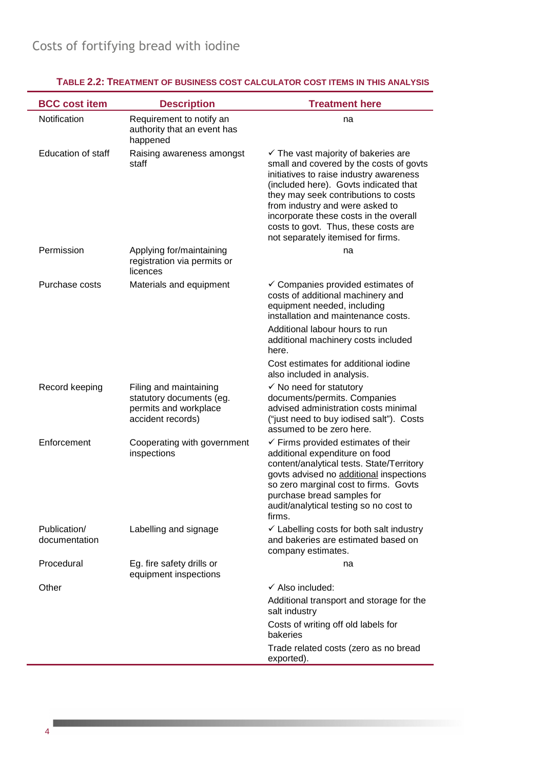**TABLE 2.2: TREATMENT OF BUSINESS COST CALCULATOR COST ITEMS IN THIS ANALYSIS**

| BCC cost item | Description | Treatment here |
|---|---|---|
| Notification | Requirement to notify an authority that an event has happened | na |
| Education of staff | Raising awareness amongst staff | ✓ The vast majority of bakeries are small and covered by the costs of govts initiatives to raise industry awareness (included here). Govts indicated that they may seek contributions to costs from industry and were asked to incorporate these costs in the overall costs to govt. Thus, these costs are not separately itemised for firms. |
| Permission | Applying for/maintaining registration via permits or licences | na |
| Purchase costs | Materials and equipment | ✓ Companies provided estimates of costs of additional machinery and equipment needed, including installation and maintenance costs.<br><br>Additional labour hours to run additional machinery costs included here.<br><br>Cost estimates for additional iodine also included in analysis. |
| Record keeping | Filing and maintaining statutory documents (eg. permits and workplace accident records) | ✓ No need for statutory documents/permits. Companies advised administration costs minimal ("just need to buy iodised salt"). Costs assumed to be zero here. |
| Enforcement | Cooperating with government inspections | ✓ Firms provided estimates of their additional expenditure on food content/analytical tests. State/Territory govts advised no additional inspections so zero marginal cost to firms. Govts purchase bread samples for audit/analytical testing so no cost to firms. |
| Publication/ documentation | Labelling and signage | ✓ Labelling costs for both salt industry and bakeries are estimated based on company estimates. |
| Procedural | Eg. fire safety drills or equipment inspections | na |
| Other | | ✓ Also included:<br><br>Additional transport and storage for the salt industry<br><br>Costs of writing off old labels for bakeries<br><br>Trade related costs (zero as no bread exported). |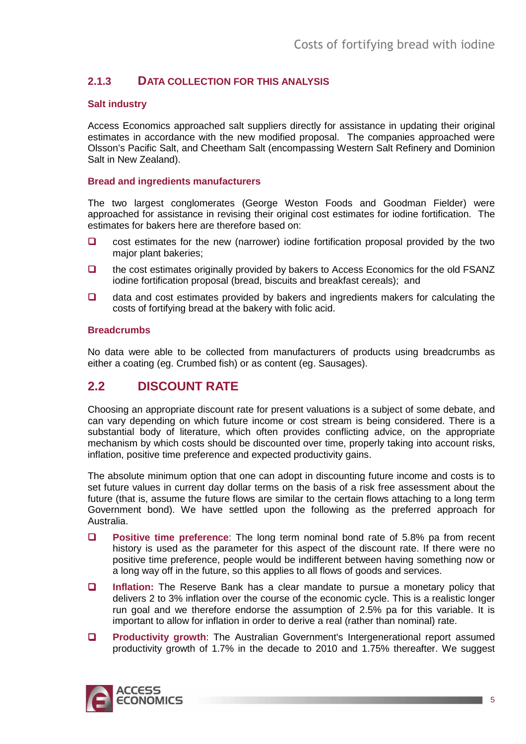### 2.1.3 DATA COLLECTION FOR THIS ANALYSIS

#### Salt industry

Access Economics approached salt suppliers directly for assistance in updating their original estimates in accordance with the new modified proposal. The companies approached were Olsson's Pacific Salt, and Cheetham Salt (encompassing Western Salt Refinery and Dominion Salt in New Zealand).

#### Bread and ingredients manufacturers

The two largest conglomerates (George Weston Foods and Goodman Fielder) were approached for assistance in revising their original cost estimates for iodine fortification. The estimates for bakers here are therefore based on:

- cost estimates for the new (narrower) iodine fortification proposal provided by the two major plant bakeries;
- the cost estimates originally provided by bakers to Access Economics for the old FSANZ iodine fortification proposal (bread, biscuits and breakfast cereals); and
- data and cost estimates provided by bakers and ingredients makers for calculating the costs of fortifying bread at the bakery with folic acid.

#### Breadcrumbs

No data were able to be collected from manufacturers of products using breadcrumbs as either a coating (eg. Crumbed fish) or as content (eg. Sausages).

## 2.2 DISCOUNT RATE

Choosing an appropriate discount rate for present valuations is a subject of some debate, and can vary depending on which future income or cost stream is being considered. There is a substantial body of literature, which often provides conflicting advice, on the appropriate mechanism by which costs should be discounted over time, properly taking into account risks, inflation, positive time preference and expected productivity gains.

The absolute minimum option that one can adopt in discounting future income and costs is to set future values in current day dollar terms on the basis of a risk free assessment about the future (that is, assume the future flows are similar to the certain flows attaching to a long term Government bond). We have settled upon the following as the preferred approach for Australia.

- **Positive time preference**: The long term nominal bond rate of 5.8% pa from recent history is used as the parameter for this aspect of the discount rate. If there were no positive time preference, people would be indifferent between having something now or a long way off in the future, so this applies to all flows of goods and services.
- **Inflation:** The Reserve Bank has a clear mandate to pursue a monetary policy that delivers 2 to 3% inflation over the course of the economic cycle. This is a realistic longer run goal and we therefore endorse the assumption of 2.5% pa for this variable. It is important to allow for inflation in order to derive a real (rather than nominal) rate.
- **Productivity growth**: The Australian Government's Intergenerational report assumed productivity growth of 1.7% in the decade to 2010 and 1.75% thereafter. We suggest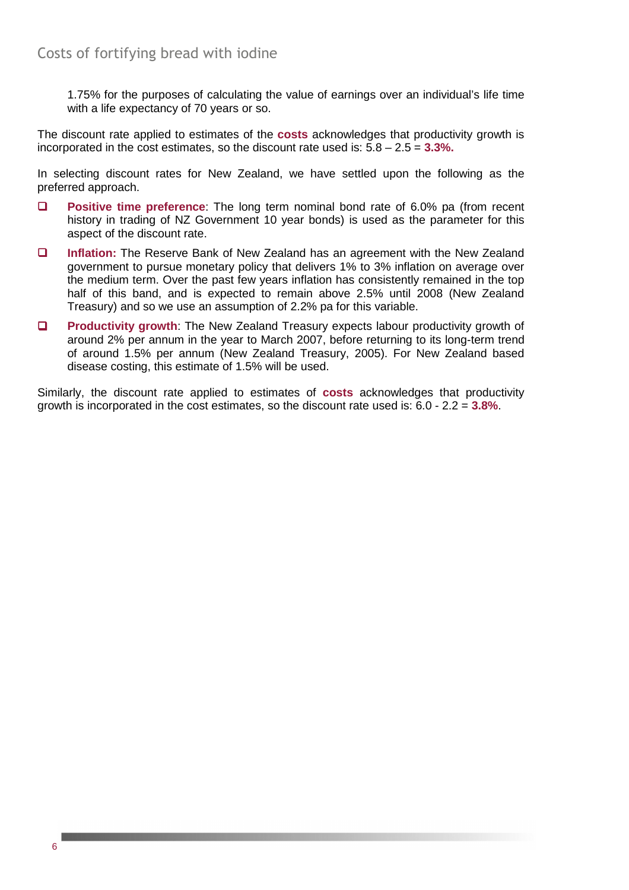1.75% for the purposes of calculating the value of earnings over an individual's life time with a life expectancy of 70 years or so.

The discount rate applied to estimates of the **costs** acknowledges that productivity growth is incorporated in the cost estimates, so the discount rate used is: 5.8 – 2.5 = **3.3%.**

In selecting discount rates for New Zealand, we have settled upon the following as the preferred approach.

- **Positive time preference**: The long term nominal bond rate of 6.0% pa (from recent history in trading of NZ Government 10 year bonds) is used as the parameter for this aspect of the discount rate.
- **Inflation:** The Reserve Bank of New Zealand has an agreement with the New Zealand government to pursue monetary policy that delivers 1% to 3% inflation on average over the medium term. Over the past few years inflation has consistently remained in the top half of this band, and is expected to remain above 2.5% until 2008 (New Zealand Treasury) and so we use an assumption of 2.2% pa for this variable.
- **Productivity growth**: The New Zealand Treasury expects labour productivity growth of around 2% per annum in the year to March 2007, before returning to its long-term trend of around 1.5% per annum (New Zealand Treasury, 2005). For New Zealand based disease costing, this estimate of 1.5% will be used.

Similarly, the discount rate applied to estimates of **costs** acknowledges that productivity growth is incorporated in the cost estimates, so the discount rate used is: 6.0 - 2.2 = **3.8%**.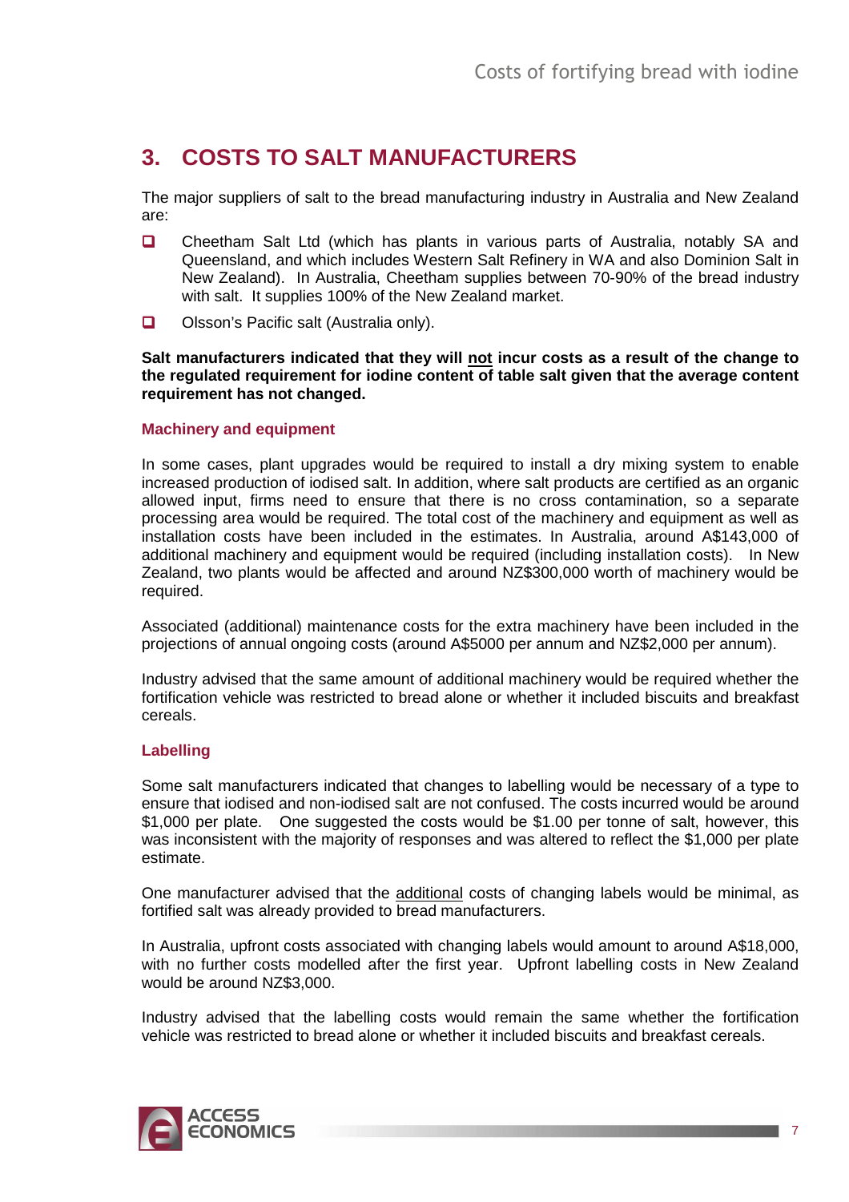# 3. COSTS TO SALT MANUFACTURERS

The major suppliers of salt to the bread manufacturing industry in Australia and New Zealand are:

- Cheetham Salt Ltd (which has plants in various parts of Australia, notably SA and Queensland, and which includes Western Salt Refinery in WA and also Dominion Salt in New Zealand). In Australia, Cheetham supplies between 70-90% of the bread industry with salt. It supplies 100% of the New Zealand market.
- Olsson's Pacific salt (Australia only).

**Salt manufacturers indicated that they will not incur costs as a result of the change to the regulated requirement for iodine content of table salt given that the average content requirement has not changed.**

### Machinery and equipment

In some cases, plant upgrades would be required to install a dry mixing system to enable increased production of iodised salt. In addition, where salt products are certified as an organic allowed input, firms need to ensure that there is no cross contamination, so a separate processing area would be required. The total cost of the machinery and equipment as well as installation costs have been included in the estimates. In Australia, around A$143,000 of additional machinery and equipment would be required (including installation costs). In New Zealand, two plants would be affected and around NZ$300,000 worth of machinery would be required.

Associated (additional) maintenance costs for the extra machinery have been included in the projections of annual ongoing costs (around A$5000 per annum and NZ$2,000 per annum).

Industry advised that the same amount of additional machinery would be required whether the fortification vehicle was restricted to bread alone or whether it included biscuits and breakfast cereals.

### Labelling

Some salt manufacturers indicated that changes to labelling would be necessary of a type to ensure that iodised and non-iodised salt are not confused. The costs incurred would be around $1,000 per plate. One suggested the costs would be $1.00 per tonne of salt, however, this was inconsistent with the majority of responses and was altered to reflect the $1,000 per plate estimate.

One manufacturer advised that the additional costs of changing labels would be minimal, as fortified salt was already provided to bread manufacturers.

In Australia, upfront costs associated with changing labels would amount to around A$18,000, with no further costs modelled after the first year. Upfront labelling costs in New Zealand would be around NZ$3,000.

Industry advised that the labelling costs would remain the same whether the fortification vehicle was restricted to bread alone or whether it included biscuits and breakfast cereals.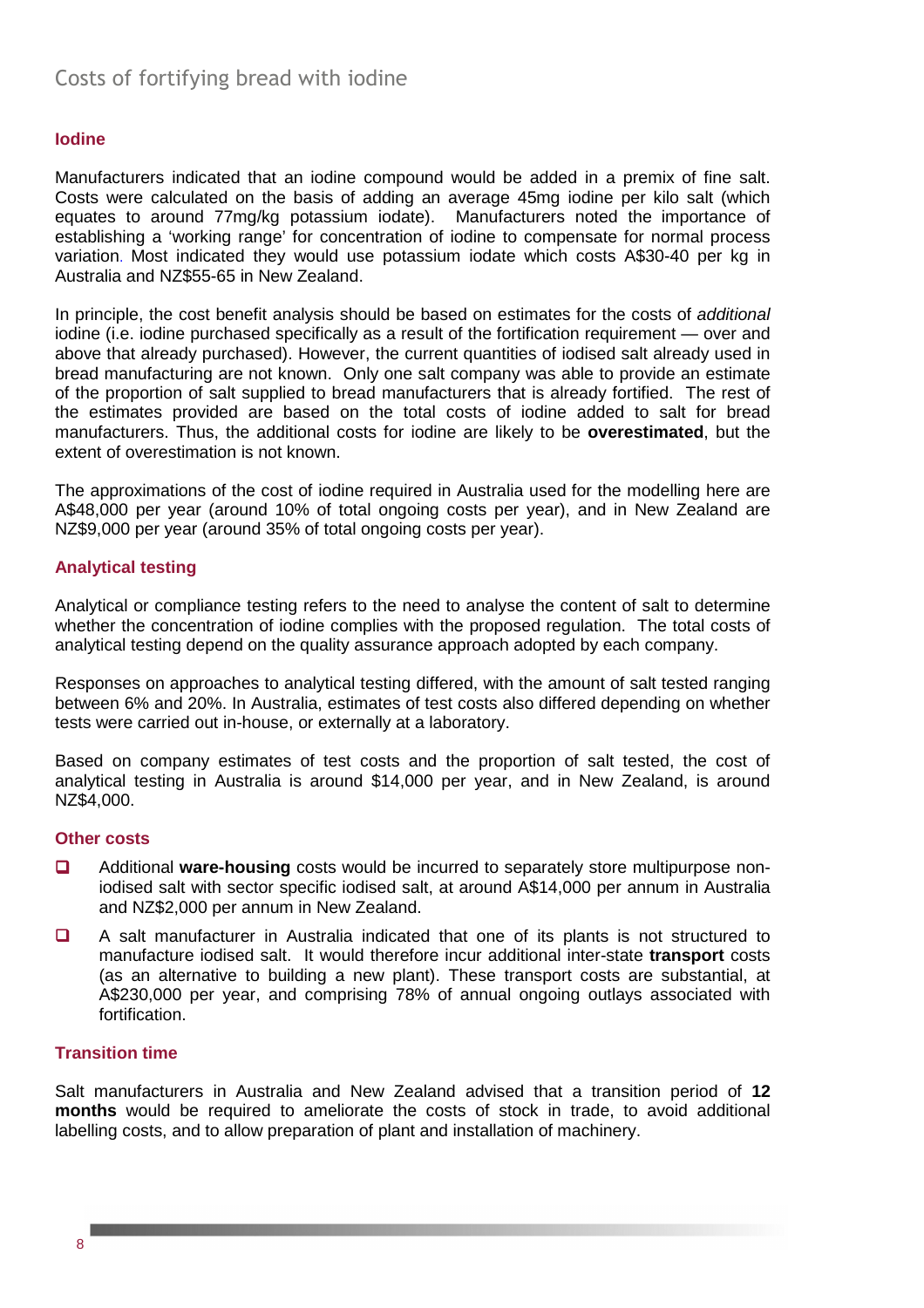## Costs of fortifying bread with iodine

### Iodine

Manufacturers indicated that an iodine compound would be added in a premix of fine salt. Costs were calculated on the basis of adding an average 45mg iodine per kilo salt (which equates to around 77mg/kg potassium iodate). Manufacturers noted the importance of establishing a 'working range' for concentration of iodine to compensate for normal process variation. Most indicated they would use potassium iodate which costs A$30-40 per kg in Australia and NZ$55-65 in New Zealand.

In principle, the cost benefit analysis should be based on estimates for the costs of *additional* iodine (i.e. iodine purchased specifically as a result of the fortification requirement — over and above that already purchased). However, the current quantities of iodised salt already used in bread manufacturing are not known. Only one salt company was able to provide an estimate of the proportion of salt supplied to bread manufacturers that is already fortified. The rest of the estimates provided are based on the total costs of iodine added to salt for bread manufacturers. Thus, the additional costs for iodine are likely to be **overestimated**, but the extent of overestimation is not known.

The approximations of the cost of iodine required in Australia used for the modelling here are A$48,000 per year (around 10% of total ongoing costs per year), and in New Zealand are NZ$9,000 per year (around 35% of total ongoing costs per year).

### Analytical testing

Analytical or compliance testing refers to the need to analyse the content of salt to determine whether the concentration of iodine complies with the proposed regulation. The total costs of analytical testing depend on the quality assurance approach adopted by each company.

Responses on approaches to analytical testing differed, with the amount of salt tested ranging between 6% and 20%. In Australia, estimates of test costs also differed depending on whether tests were carried out in-house, or externally at a laboratory.

Based on company estimates of test costs and the proportion of salt tested, the cost of analytical testing in Australia is around $14,000 per year, and in New Zealand, is around NZ$4,000.

### Other costs

- Additional **ware-housing** costs would be incurred to separately store multipurpose non-iodised salt with sector specific iodised salt, at around A$14,000 per annum in Australia and NZ$2,000 per annum in New Zealand.
- A salt manufacturer in Australia indicated that one of its plants is not structured to manufacture iodised salt. It would therefore incur additional inter-state **transport** costs (as an alternative to building a new plant). These transport costs are substantial, at A$230,000 per year, and comprising 78% of annual ongoing outlays associated with fortification.

### Transition time

Salt manufacturers in Australia and New Zealand advised that a transition period of **12 months** would be required to ameliorate the costs of stock in trade, to avoid additional labelling costs, and to allow preparation of plant and installation of machinery.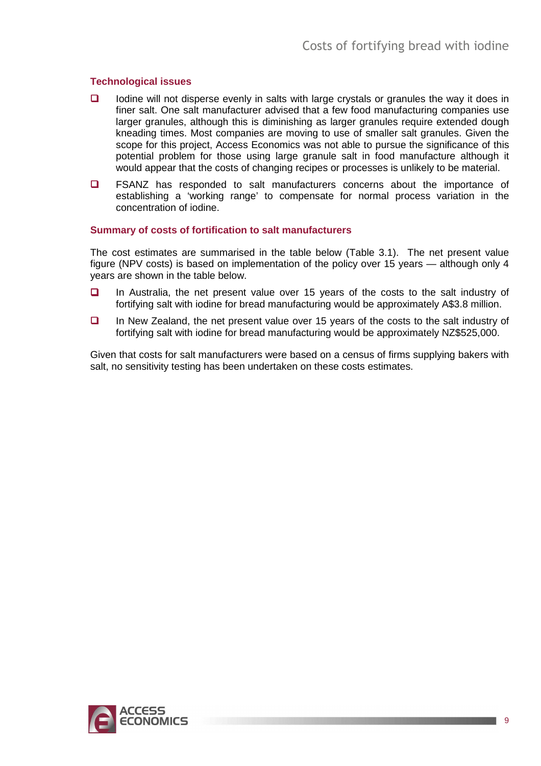### Technological issues

- Iodine will not disperse evenly in salts with large crystals or granules the way it does in finer salt. One salt manufacturer advised that a few food manufacturing companies use larger granules, although this is diminishing as larger granules require extended dough kneading times. Most companies are moving to use of smaller salt granules. Given the scope for this project, Access Economics was not able to pursue the significance of this potential problem for those using large granule salt in food manufacture although it would appear that the costs of changing recipes or processes is unlikely to be material.
- FSANZ has responded to salt manufacturers concerns about the importance of establishing a 'working range' to compensate for normal process variation in the concentration of iodine.

### Summary of costs of fortification to salt manufacturers

The cost estimates are summarised in the table below (Table 3.1). The net present value figure (NPV costs) is based on implementation of the policy over 15 years — although only 4 years are shown in the table below.

- In Australia, the net present value over 15 years of the costs to the salt industry of fortifying salt with iodine for bread manufacturing would be approximately A$3.8 million.
- In New Zealand, the net present value over 15 years of the costs to the salt industry of fortifying salt with iodine for bread manufacturing would be approximately NZ$525,000.

Given that costs for salt manufacturers were based on a census of firms supplying bakers with salt, no sensitivity testing has been undertaken on these costs estimates.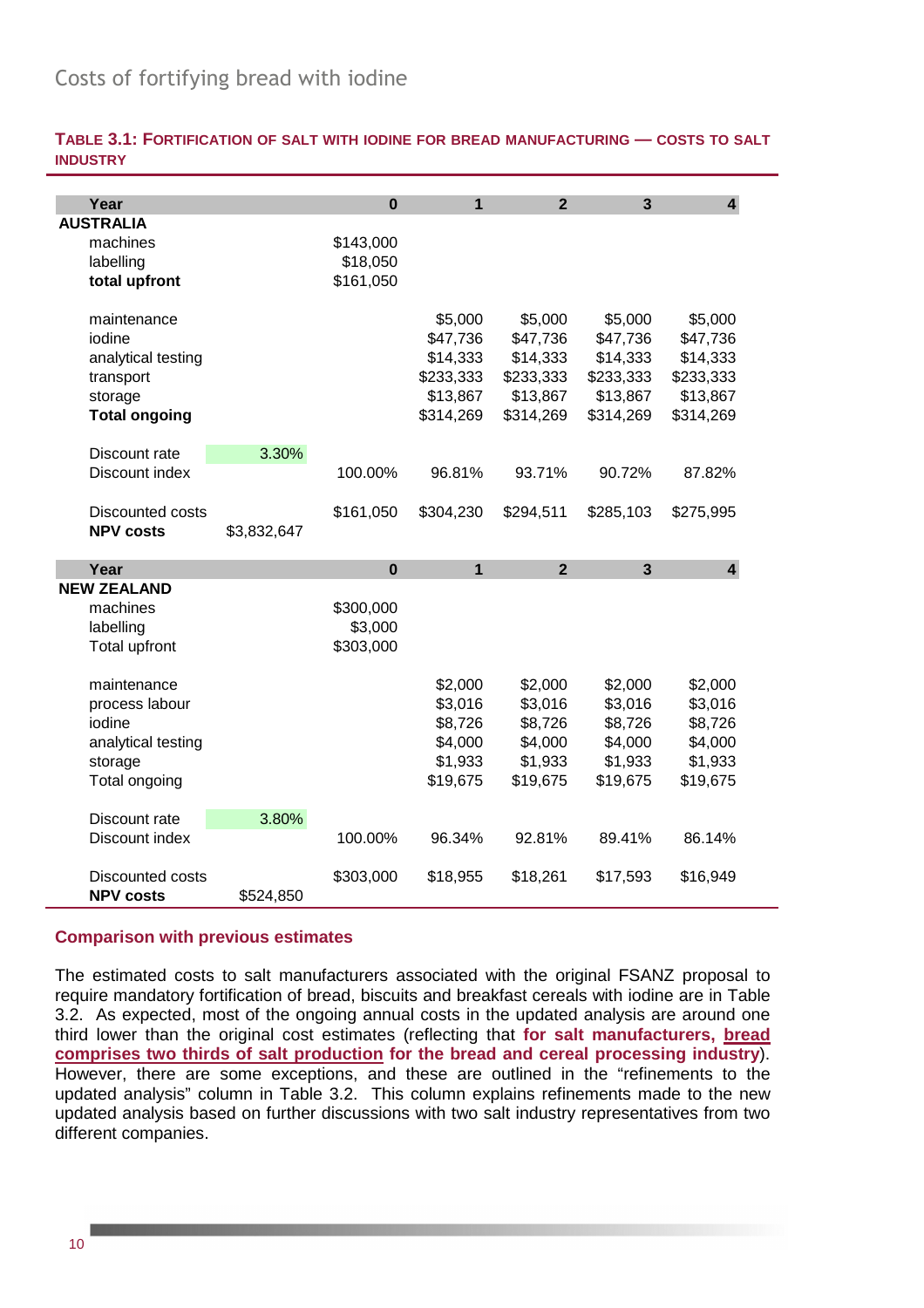## Costs of fortifying bread with iodine

**TABLE 3.1: FORTIFICATION OF SALT WITH IODINE FOR BREAD MANUFACTURING — COSTS TO SALT INDUSTRY**

| **Year** | | **0** | **1** | **2** | **3** | **4** |
|---|---|---|---|---|---|---|
| **AUSTRALIA** | | | | | | |
| machines | | $143,000 | | | | |
| labelling | | $18,050 | | | | |
| **total upfront** | | $161,050 | | | | |
| | | | | | | |
| maintenance | | | $5,000 | $5,000 | $5,000 | $5,000 |
| iodine | | | $47,736 | $47,736 | $47,736 | $47,736 |
| analytical testing | | | $14,333 | $14,333 | $14,333 | $14,333 |
| transport | | | $233,333 | $233,333 | $233,333 | $233,333 |
| storage | | | $13,867 | $13,867 | $13,867 | $13,867 |
| **Total ongoing** | | | $314,269 | $314,269 | $314,269 | $314,269 |
| | | | | | | |
| Discount rate | 3.30% | | | | | |
| Discount index | | 100.00% | 96.81% | 93.71% | 90.72% | 87.82% |
| | | | | | | |
| Discounted costs | | $161,050 | $304,230 | $294,511 | $285,103 | $275,995 |
| **NPV costs** | $3,832,647 | | | | | |
| **Year** | | **0** | **1** | **2** | **3** | **4** |
| **NEW ZEALAND** | | | | | | |
| machines | | $300,000 | | | | |
| labelling | | $3,000 | | | | |
| Total upfront | | $303,000 | | | | |
| | | | | | | |
| maintenance | | | $2,000 | $2,000 | $2,000 | $2,000 |
| process labour | | | $3,016 | $3,016 | $3,016 | $3,016 |
| iodine | | | $8,726 | $8,726 | $8,726 | $8,726 |
| analytical testing | | | $4,000 | $4,000 | $4,000 | $4,000 |
| storage | | | $1,933 | $1,933 | $1,933 | $1,933 |
| Total ongoing | | | $19,675 | $19,675 | $19,675 | $19,675 |
| | | | | | | |
| Discount rate | 3.80% | | | | | |
| Discount index | | 100.00% | 96.34% | 92.81% | 89.41% | 86.14% |
| | | | | | | |
| Discounted costs | | $303,000 | $18,955 | $18,261 | $17,593 | $16,949 |
| **NPV costs** | $524,850 | | | | | |

### Comparison with previous estimates

The estimated costs to salt manufacturers associated with the original FSANZ proposal to require mandatory fortification of bread, biscuits and breakfast cereals with iodine are in Table 3.2. As expected, most of the ongoing annual costs in the updated analysis are around one third lower than the original cost estimates (reflecting that **for salt manufacturers, bread comprises two thirds of salt production for the bread and cereal processing industry**). However, there are some exceptions, and these are outlined in the "refinements to the updated analysis" column in Table 3.2. This column explains refinements made to the new updated analysis based on further discussions with two salt industry representatives from two different companies.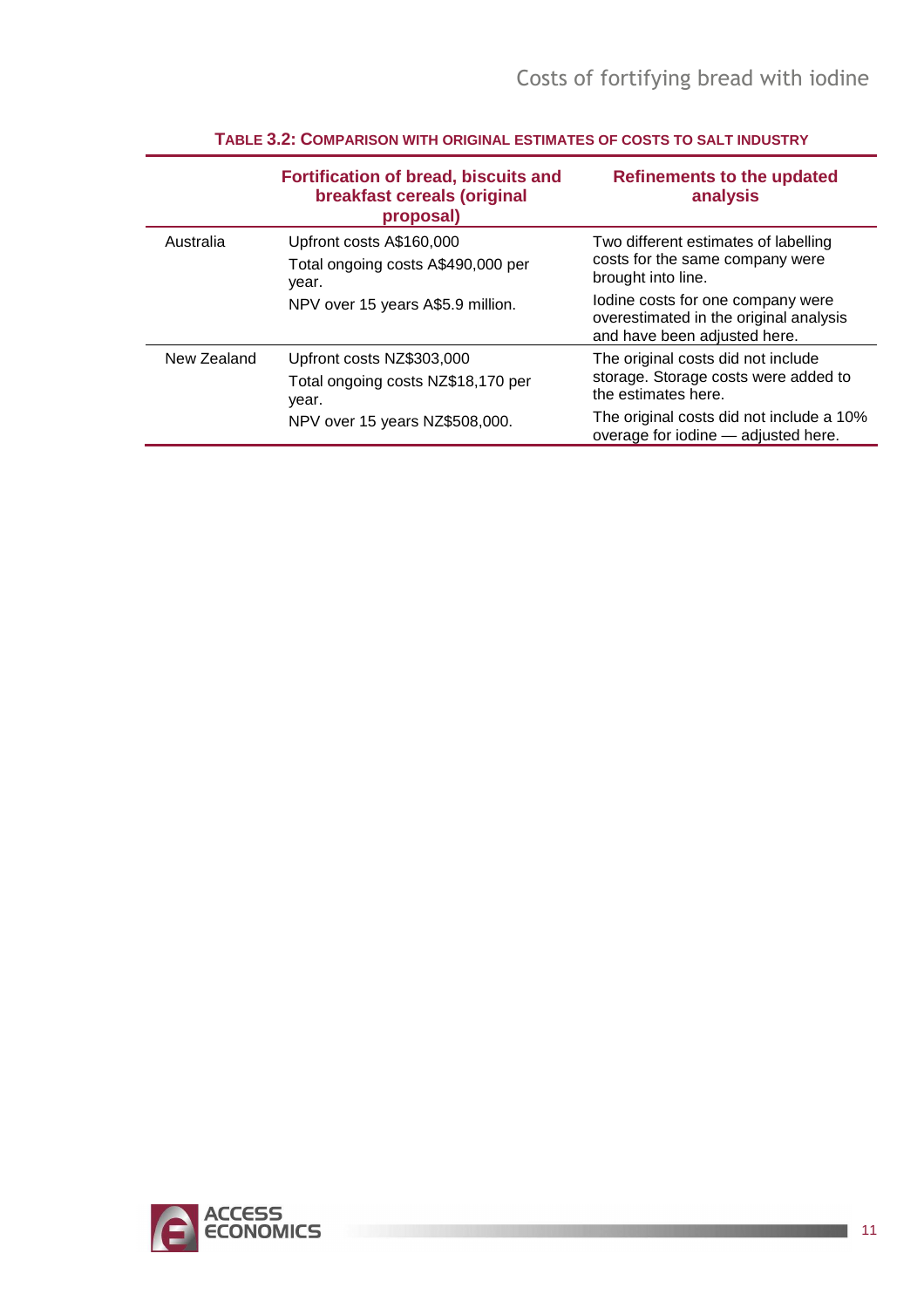**TABLE 3.2: COMPARISON WITH ORIGINAL ESTIMATES OF COSTS TO SALT INDUSTRY**

| | Fortification of bread, biscuits and breakfast cereals (original proposal) | Refinements to the updated analysis |
|---|---|---|
| Australia | Upfront costs A$160,000<br>Total ongoing costs A$490,000 per year.<br>NPV over 15 years A$5.9 million. | Two different estimates of labelling costs for the same company were brought into line.<br>Iodine costs for one company were overestimated in the original analysis and have been adjusted here. |
| New Zealand | Upfront costs NZ$303,000<br>Total ongoing costs NZ$18,170 per year.<br>NPV over 15 years NZ$508,000. | The original costs did not include storage. Storage costs were added to the estimates here.<br>The original costs did not include a 10% overage for iodine — adjusted here. |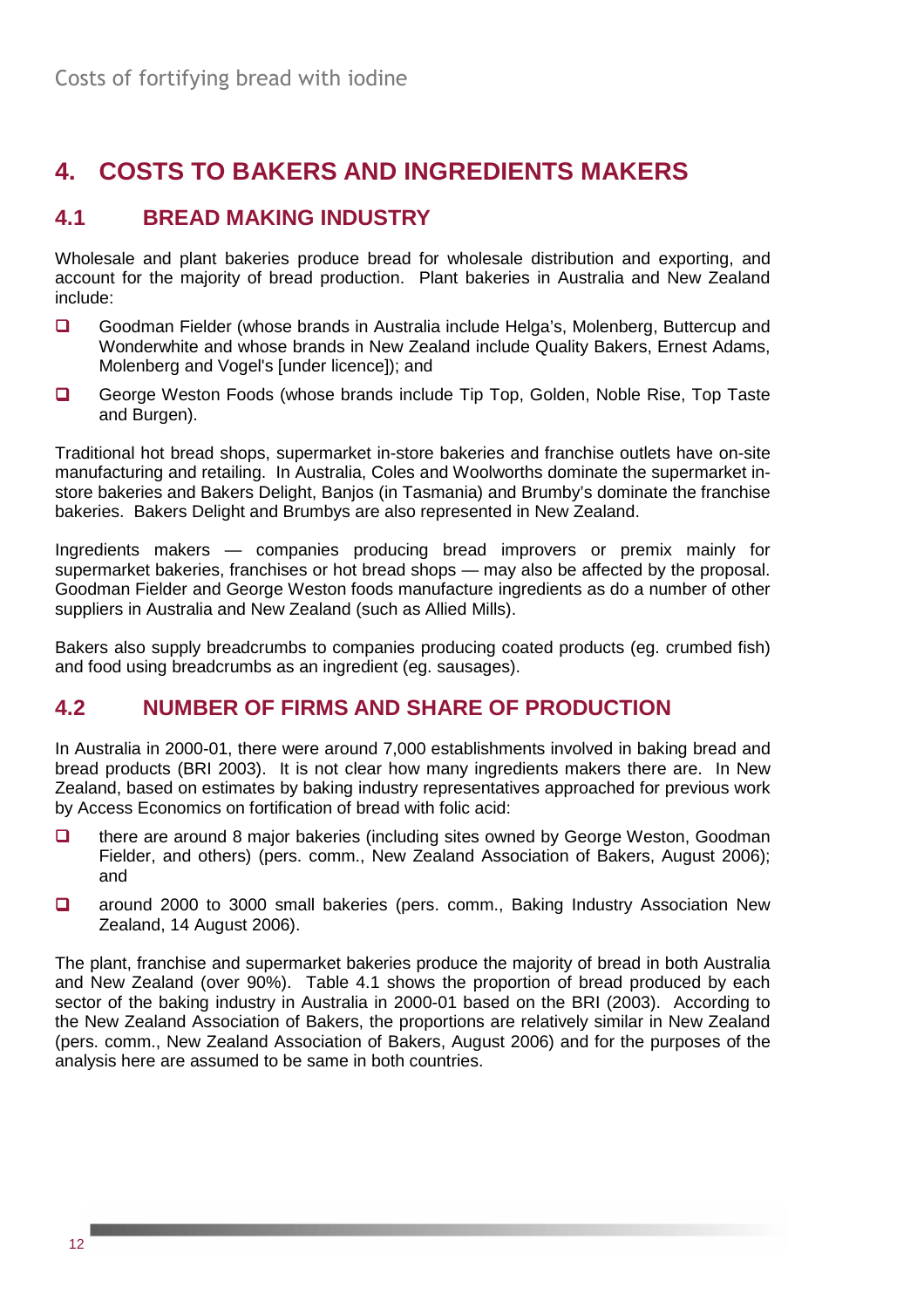# 4. COSTS TO BAKERS AND INGREDIENTS MAKERS

## 4.1 BREAD MAKING INDUSTRY

Wholesale and plant bakeries produce bread for wholesale distribution and exporting, and account for the majority of bread production. Plant bakeries in Australia and New Zealand include:

- Goodman Fielder (whose brands in Australia include Helga's, Molenberg, Buttercup and Wonderwhite and whose brands in New Zealand include Quality Bakers, Ernest Adams, Molenberg and Vogel's [under licence]); and
- George Weston Foods (whose brands include Tip Top, Golden, Noble Rise, Top Taste and Burgen).

Traditional hot bread shops, supermarket in-store bakeries and franchise outlets have on-site manufacturing and retailing. In Australia, Coles and Woolworths dominate the supermarket in-store bakeries and Bakers Delight, Banjos (in Tasmania) and Brumby's dominate the franchise bakeries. Bakers Delight and Brumbys are also represented in New Zealand.

Ingredients makers — companies producing bread improvers or premix mainly for supermarket bakeries, franchises or hot bread shops — may also be affected by the proposal. Goodman Fielder and George Weston foods manufacture ingredients as do a number of other suppliers in Australia and New Zealand (such as Allied Mills).

Bakers also supply breadcrumbs to companies producing coated products (eg. crumbed fish) and food using breadcrumbs as an ingredient (eg. sausages).

## 4.2 NUMBER OF FIRMS AND SHARE OF PRODUCTION

In Australia in 2000-01, there were around 7,000 establishments involved in baking bread and bread products (BRI 2003). It is not clear how many ingredients makers there are. In New Zealand, based on estimates by baking industry representatives approached for previous work by Access Economics on fortification of bread with folic acid:

- there are around 8 major bakeries (including sites owned by George Weston, Goodman Fielder, and others) (pers. comm., New Zealand Association of Bakers, August 2006); and
- around 2000 to 3000 small bakeries (pers. comm., Baking Industry Association New Zealand, 14 August 2006).

The plant, franchise and supermarket bakeries produce the majority of bread in both Australia and New Zealand (over 90%). Table 4.1 shows the proportion of bread produced by each sector of the baking industry in Australia in 2000-01 based on the BRI (2003). According to the New Zealand Association of Bakers, the proportions are relatively similar in New Zealand (pers. comm., New Zealand Association of Bakers, August 2006) and for the purposes of the analysis here are assumed to be same in both countries.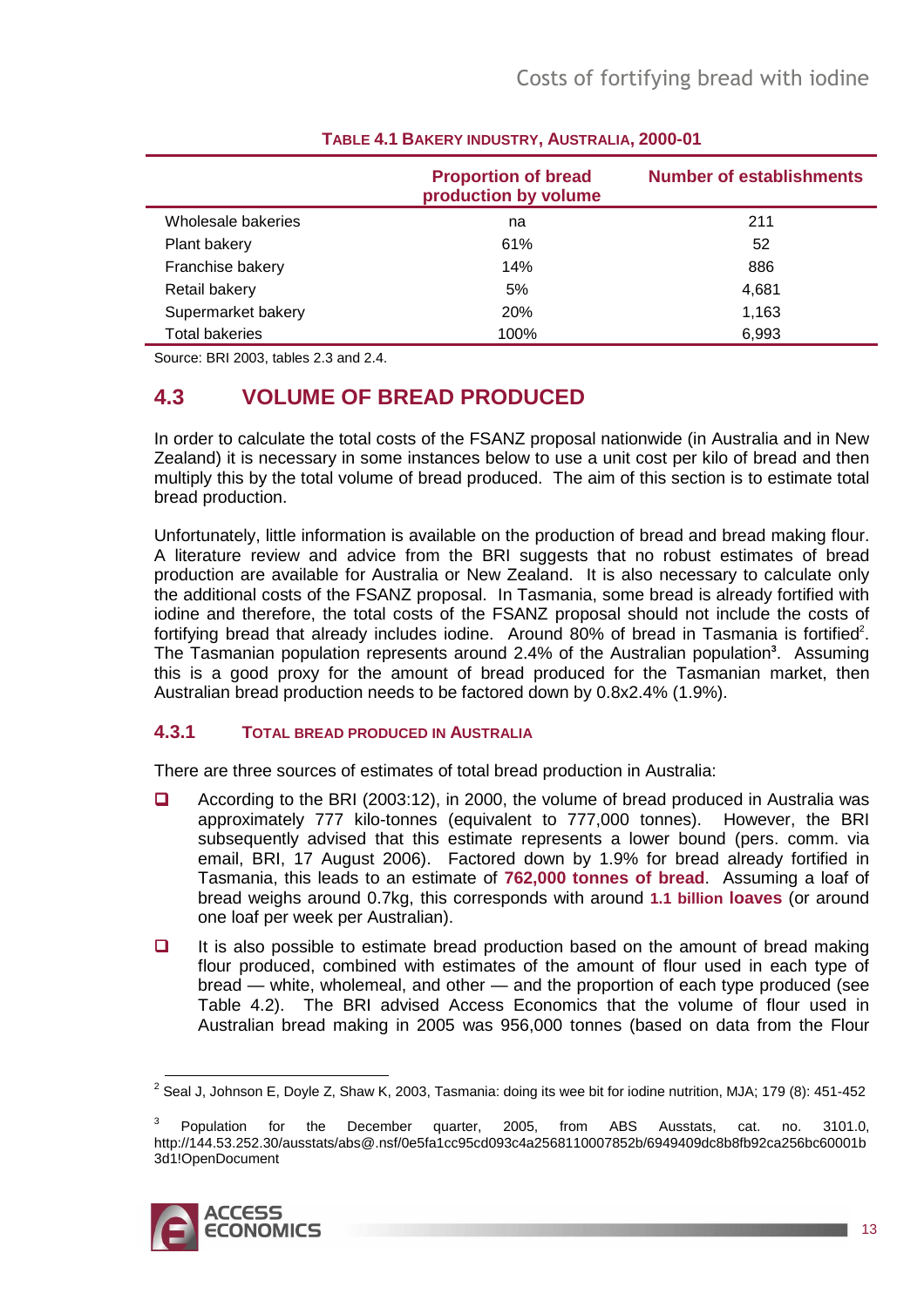**TABLE 4.1 BAKERY INDUSTRY, AUSTRALIA, 2000-01**

| | Proportion of bread production by volume | Number of establishments |
|---|---|---|
| Wholesale bakeries | na | 211 |
| Plant bakery | 61% | 52 |
| Franchise bakery | 14% | 886 |
| Retail bakery | 5% | 4,681 |
| Supermarket bakery | 20% | 1,163 |
| Total bakeries | 100% | 6,993 |

Source: BRI 2003, tables 2.3 and 2.4.

## 4.3 VOLUME OF BREAD PRODUCED

In order to calculate the total costs of the FSANZ proposal nationwide (in Australia and in New Zealand) it is necessary in some instances below to use a unit cost per kilo of bread and then multiply this by the total volume of bread produced. The aim of this section is to estimate total bread production.

Unfortunately, little information is available on the production of bread and bread making flour. A literature review and advice from the BRI suggests that no robust estimates of bread production are available for Australia or New Zealand. It is also necessary to calculate only the additional costs of the FSANZ proposal. In Tasmania, some bread is already fortified with iodine and therefore, the total costs of the FSANZ proposal should not include the costs of fortifying bread that already includes iodine. Around 80% of bread in Tasmania is fortified[2]. The Tasmanian population represents around 2.4% of the Australian population[3]. Assuming this is a good proxy for the amount of bread produced for the Tasmanian market, then Australian bread production needs to be factored down by 0.8x2.4% (1.9%).

### 4.3.1 TOTAL BREAD PRODUCED IN AUSTRALIA

There are three sources of estimates of total bread production in Australia:

- According to the BRI (2003:12), in 2000, the volume of bread produced in Australia was approximately 777 kilo-tonnes (equivalent to 777,000 tonnes). However, the BRI subsequently advised that this estimate represents a lower bound (pers. comm. via email, BRI, 17 August 2006). Factored down by 1.9% for bread already fortified in Tasmania, this leads to an estimate of **762,000 tonnes of bread**. Assuming a loaf of bread weighs around 0.7kg, this corresponds with around **1.1 billion loaves** (or around one loaf per week per Australian).
- It is also possible to estimate bread production based on the amount of bread making flour produced, combined with estimates of the amount of flour used in each type of bread — white, wholemeal, and other — and the proportion of each type produced (see Table 4.2). The BRI advised Access Economics that the volume of flour used in Australian bread making in 2005 was 956,000 tonnes (based on data from the Flour

---

[2] Seal J, Johnson E, Doyle Z, Shaw K, 2003, Tasmania: doing its wee bit for iodine nutrition, MJA; 179 (8): 451-452

[3] Population for the December quarter, 2005, from ABS Ausstats, cat. no. 3101.0, http://144.53.252.30/ausstats/abs@.nsf/0e5fa1cc95cd093c4a2568110007852b/6949409dc8b8fb92ca256bc60001b3d1!OpenDocument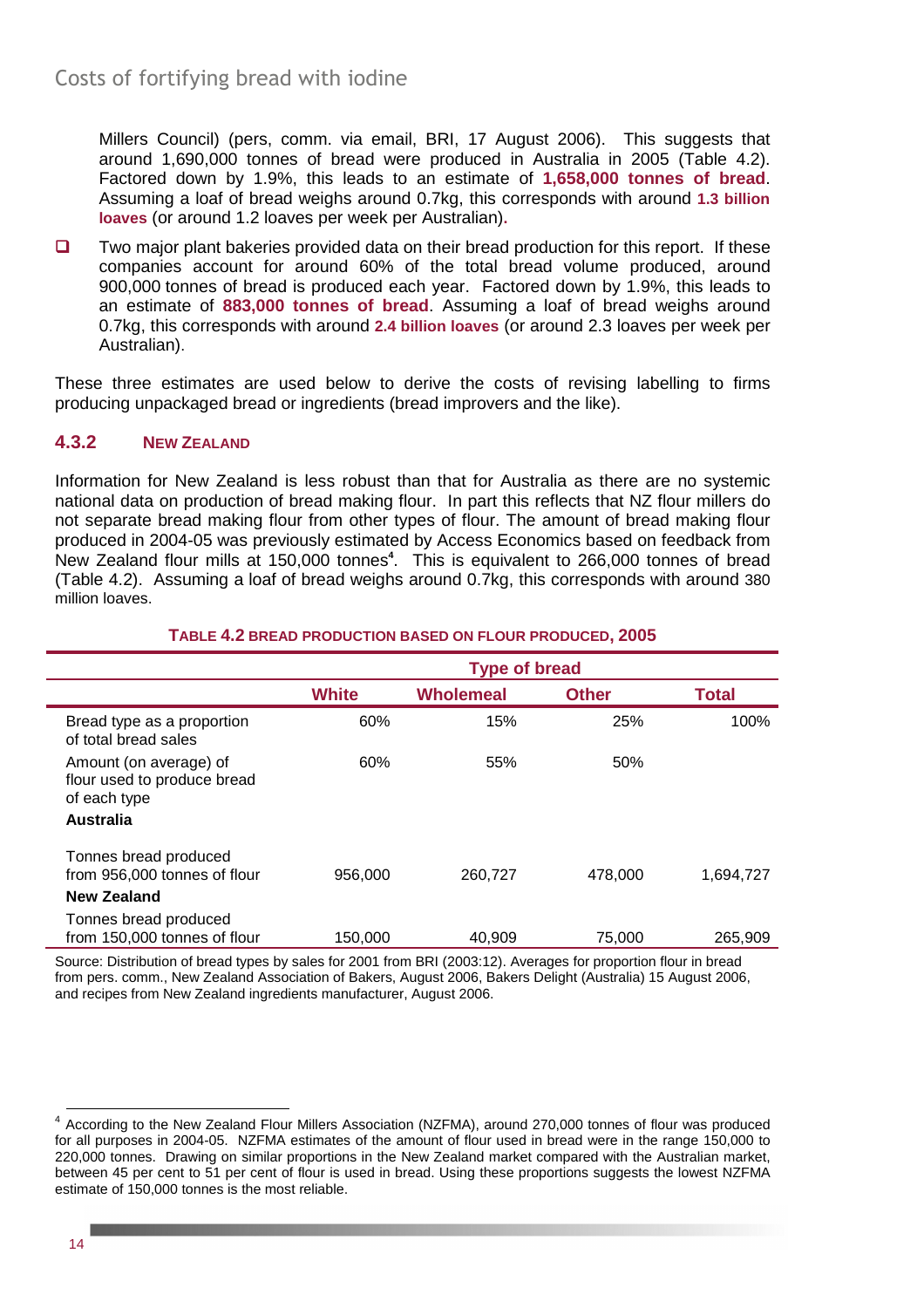Millers Council) (pers, comm. via email, BRI, 17 August 2006). This suggests that around 1,690,000 tonnes of bread were produced in Australia in 2005 (Table 4.2). Factored down by 1.9%, this leads to an estimate of **1,658,000 tonnes of bread**. Assuming a loaf of bread weighs around 0.7kg, this corresponds with around **1.3 billion loaves** (or around 1.2 loaves per week per Australian).

- Two major plant bakeries provided data on their bread production for this report. If these companies account for around 60% of the total bread volume produced, around 900,000 tonnes of bread is produced each year. Factored down by 1.9%, this leads to an estimate of **883,000 tonnes of bread**. Assuming a loaf of bread weighs around 0.7kg, this corresponds with around **2.4 billion loaves** (or around 2.3 loaves per week per Australian).

These three estimates are used below to derive the costs of revising labelling to firms producing unpackaged bread or ingredients (bread improvers and the like).

### 4.3.2 New Zealand

Information for New Zealand is less robust than that for Australia as there are no systemic national data on production of bread making flour. In part this reflects that NZ flour millers do not separate bread making flour from other types of flour. The amount of bread making flour produced in 2004-05 was previously estimated by Access Economics based on feedback from New Zealand flour mills at 150,000 tonnes[4]. This is equivalent to 266,000 tonnes of bread (Table 4.2). Assuming a loaf of bread weighs around 0.7kg, this corresponds with around 380 million loaves.

**Table 4.2 Bread production based on flour produced, 2005**

| | Type of bread | | | |
|---|---|---|---|---|
| | **White** | **Wholemeal** | **Other** | **Total** |
| Bread type as a proportion of total bread sales | 60% | 15% | 25% | 100% |
| Amount (on average) of flour used to produce bread of each type | 60% | 55% | 50% | |
| **Australia** | | | | |
| Tonnes bread produced from 956,000 tonnes of flour | 956,000 | 260,727 | 478,000 | 1,694,727 |
| **New Zealand** | | | | |
| Tonnes bread produced from 150,000 tonnes of flour | 150,000 | 40,909 | 75,000 | 265,909 |

Source: Distribution of bread types by sales for 2001 from BRI (2003:12). Averages for proportion flour in bread from pers. comm., New Zealand Association of Bakers, August 2006, Bakers Delight (Australia) 15 August 2006, and recipes from New Zealand ingredients manufacturer, August 2006.

[4] According to the New Zealand Flour Millers Association (NZFMA), around 270,000 tonnes of flour was produced for all purposes in 2004-05. NZFMA estimates of the amount of flour used in bread were in the range 150,000 to 220,000 tonnes. Drawing on similar proportions in the New Zealand market compared with the Australian market, between 45 per cent to 51 per cent of flour is used in bread. Using these proportions suggests the lowest NZFMA estimate of 150,000 tonnes is the most reliable.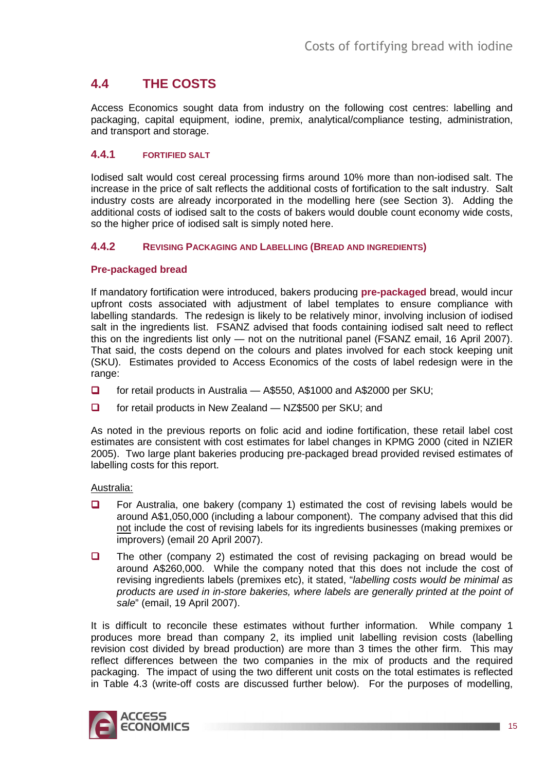## 4.4 THE COSTS

Access Economics sought data from industry on the following cost centres: labelling and packaging, capital equipment, iodine, premix, analytical/compliance testing, administration, and transport and storage.

### 4.4.1 FORTIFIED SALT

Iodised salt would cost cereal processing firms around 10% more than non-iodised salt. The increase in the price of salt reflects the additional costs of fortification to the salt industry. Salt industry costs are already incorporated in the modelling here (see Section 3). Adding the additional costs of iodised salt to the costs of bakers would double count economy wide costs, so the higher price of iodised salt is simply noted here.

### 4.4.2 REVISING PACKAGING AND LABELLING (BREAD AND INGREDIENTS)

**Pre-packaged bread**

If mandatory fortification were introduced, bakers producing **pre-packaged** bread, would incur upfront costs associated with adjustment of label templates to ensure compliance with labelling standards. The redesign is likely to be relatively minor, involving inclusion of iodised salt in the ingredients list. FSANZ advised that foods containing iodised salt need to reflect this on the ingredients list only — not on the nutritional panel (FSANZ email, 16 April 2007). That said, the costs depend on the colours and plates involved for each stock keeping unit (SKU). Estimates provided to Access Economics of the costs of label redesign were in the range:

- for retail products in Australia — A$550, A$1000 and A$2000 per SKU;
- for retail products in New Zealand — NZ$500 per SKU; and

As noted in the previous reports on folic acid and iodine fortification, these retail label cost estimates are consistent with cost estimates for label changes in KPMG 2000 (cited in NZIER 2005). Two large plant bakeries producing pre-packaged bread provided revised estimates of labelling costs for this report.

Australia:

- For Australia, one bakery (company 1) estimated the cost of revising labels would be around A$1,050,000 (including a labour component). The company advised that this did not include the cost of revising labels for its ingredients businesses (making premixes or improvers) (email 20 April 2007).
- The other (company 2) estimated the cost of revising packaging on bread would be around A$260,000. While the company noted that this does not include the cost of revising ingredients labels (premixes etc), it stated, "*labelling costs would be minimal as products are used in in-store bakeries, where labels are generally printed at the point of sale*" (email, 19 April 2007).

It is difficult to reconcile these estimates without further information. While company 1 produces more bread than company 2, its implied unit labelling revision costs (labelling revision cost divided by bread production) are more than 3 times the other firm. This may reflect differences between the two companies in the mix of products and the required packaging. The impact of using the two different unit costs on the total estimates is reflected in Table 4.3 (write-off costs are discussed further below). For the purposes of modelling,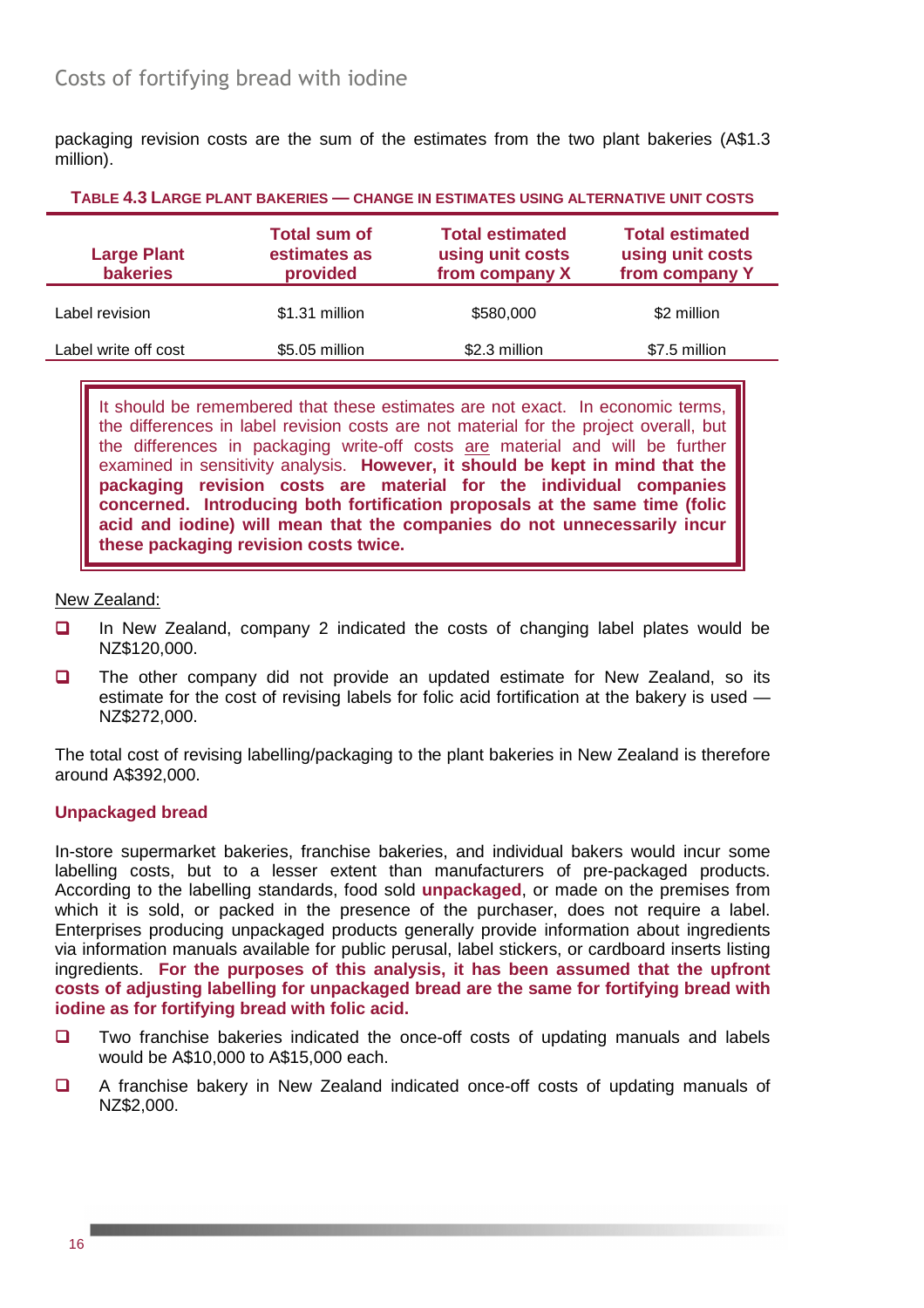packaging revision costs are the sum of the estimates from the two plant bakeries (A$1.3 million).

**TABLE 4.3 LARGE PLANT BAKERIES — CHANGE IN ESTIMATES USING ALTERNATIVE UNIT COSTS**

| Large Plant bakeries | Total sum of estimates as provided | Total estimated using unit costs from company X | Total estimated using unit costs from company Y |
|---|---|---|---|
| Label revision | $1.31 million | $580,000 | $2 million |
| Label write off cost | $5.05 million | $2.3 million | $7.5 million |

> It should be remembered that these estimates are not exact. In economic terms, the differences in label revision costs are not material for the project overall, but the differences in packaging write-off costs are material and will be further examined in sensitivity analysis. **However, it should be kept in mind that the packaging revision costs are material for the individual companies concerned. Introducing both fortification proposals at the same time (folic acid and iodine) will mean that the companies do not unnecessarily incur these packaging revision costs twice.**

New Zealand:

- In New Zealand, company 2 indicated the costs of changing label plates would be NZ$120,000.
- The other company did not provide an updated estimate for New Zealand, so its estimate for the cost of revising labels for folic acid fortification at the bakery is used — NZ$272,000.

The total cost of revising labelling/packaging to the plant bakeries in New Zealand is therefore around A$392,000.

### Unpackaged bread

In-store supermarket bakeries, franchise bakeries, and individual bakers would incur some labelling costs, but to a lesser extent than manufacturers of pre-packaged products. According to the labelling standards, food sold **unpackaged**, or made on the premises from which it is sold, or packed in the presence of the purchaser, does not require a label. Enterprises producing unpackaged products generally provide information about ingredients via information manuals available for public perusal, label stickers, or cardboard inserts listing ingredients. **For the purposes of this analysis, it has been assumed that the upfront costs of adjusting labelling for unpackaged bread are the same for fortifying bread with iodine as for fortifying bread with folic acid.**

- Two franchise bakeries indicated the once-off costs of updating manuals and labels would be A$10,000 to A$15,000 each.
- A franchise bakery in New Zealand indicated once-off costs of updating manuals of NZ$2,000.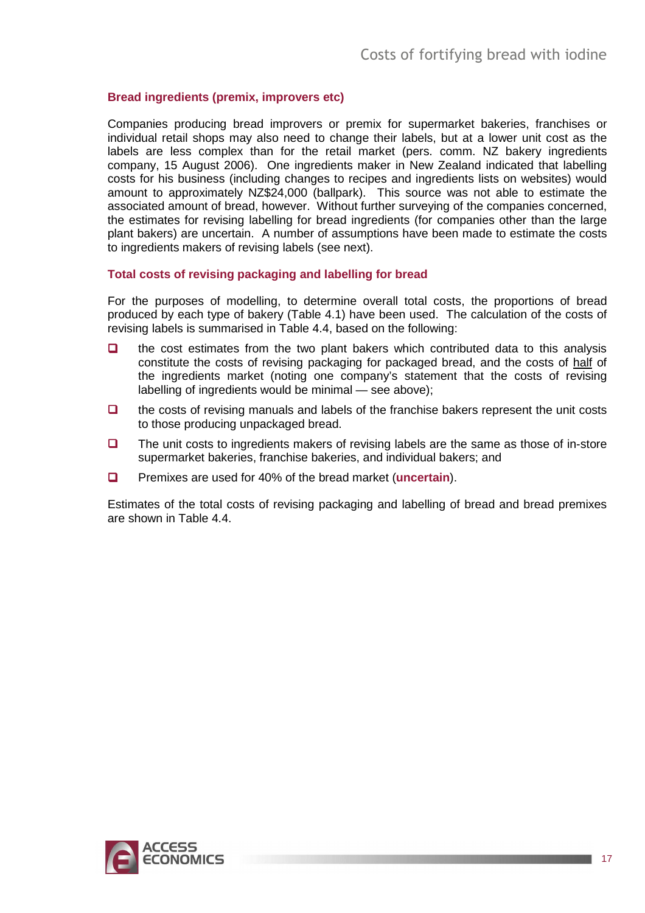### Bread ingredients (premix, improvers etc)

Companies producing bread improvers or premix for supermarket bakeries, franchises or individual retail shops may also need to change their labels, but at a lower unit cost as the labels are less complex than for the retail market (pers. comm. NZ bakery ingredients company, 15 August 2006). One ingredients maker in New Zealand indicated that labelling costs for his business (including changes to recipes and ingredients lists on websites) would amount to approximately NZ$24,000 (ballpark). This source was not able to estimate the associated amount of bread, however. Without further surveying of the companies concerned, the estimates for revising labelling for bread ingredients (for companies other than the large plant bakers) are uncertain. A number of assumptions have been made to estimate the costs to ingredients makers of revising labels (see next).

### Total costs of revising packaging and labelling for bread

For the purposes of modelling, to determine overall total costs, the proportions of bread produced by each type of bakery (Table 4.1) have been used. The calculation of the costs of revising labels is summarised in Table 4.4, based on the following:

- the cost estimates from the two plant bakers which contributed data to this analysis constitute the costs of revising packaging for packaged bread, and the costs of half of the ingredients market (noting one company's statement that the costs of revising labelling of ingredients would be minimal — see above);
- the costs of revising manuals and labels of the franchise bakers represent the unit costs to those producing unpackaged bread.
- The unit costs to ingredients makers of revising labels are the same as those of in-store supermarket bakeries, franchise bakeries, and individual bakers; and
- Premixes are used for 40% of the bread market (**uncertain**).

Estimates of the total costs of revising packaging and labelling of bread and bread premixes are shown in Table 4.4.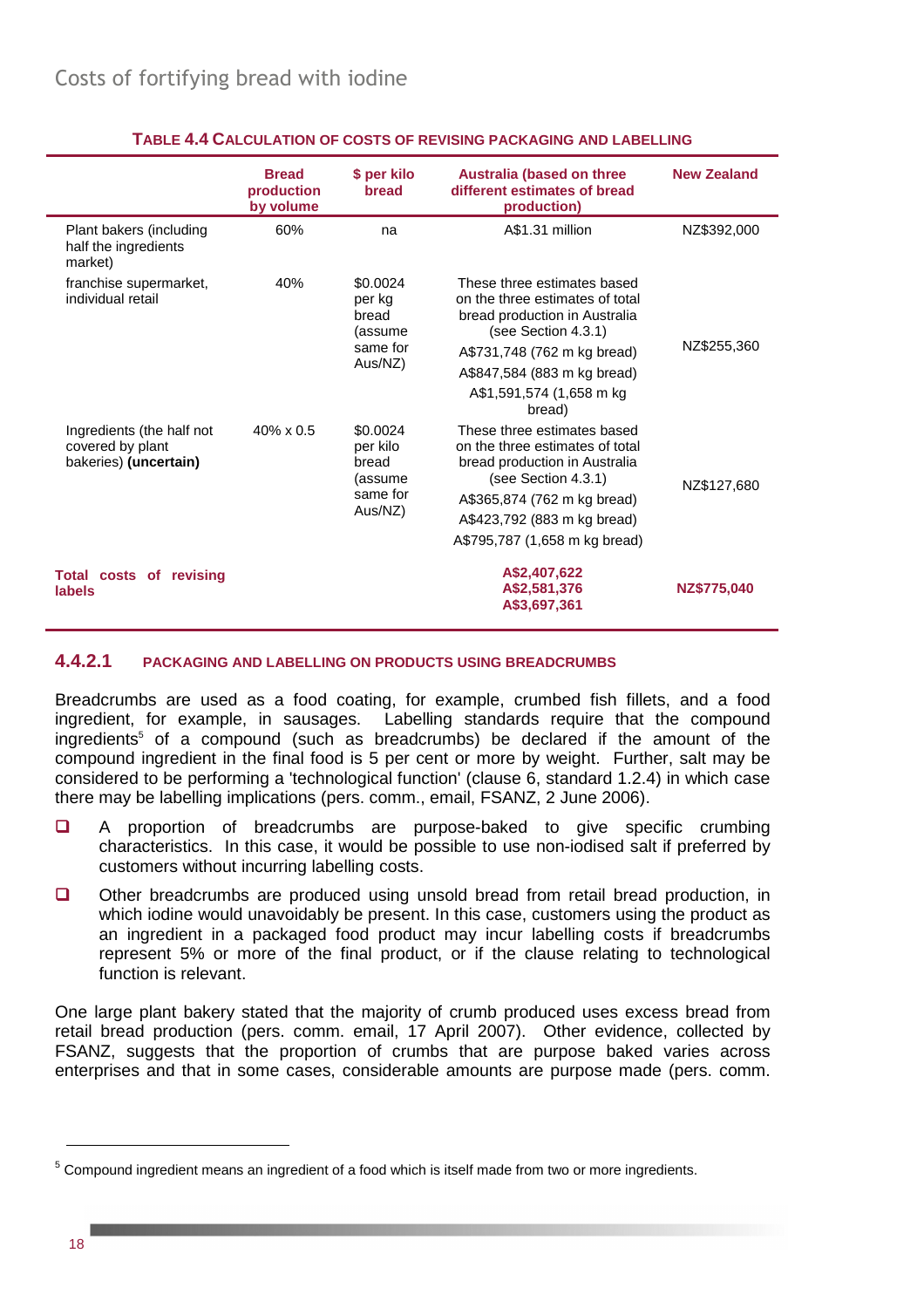**TABLE 4.4 CALCULATION OF COSTS OF REVISING PACKAGING AND LABELLING**

| | Bread production by volume | $ per kilo bread | Australia (based on three different estimates of bread production) | New Zealand |
|---|---|---|---|---|
| Plant bakers (including half the ingredients market) | 60% | na | A$1.31 million | NZ$392,000 |
| franchise supermarket, individual retail | 40% | $0.0024 per kg bread (assume same for Aus/NZ) | These three estimates based on the three estimates of total bread production in Australia (see Section 4.3.1)<br>A$731,748 (762 m kg bread)<br>A$847,584 (883 m kg bread)<br>A$1,591,574 (1,658 m kg bread) | NZ$255,360 |
| Ingredients (the half not covered by plant bakeries) **(uncertain)** | 40% x 0.5 | $0.0024 per kilo bread (assume same for Aus/NZ) | These three estimates based on the three estimates of total bread production in Australia (see Section 4.3.1)<br>A$365,874 (762 m kg bread)<br>A$423,792 (883 m kg bread)<br>A$795,787 (1,658 m kg bread) | NZ$127,680 |
| **Total costs of revising labels** | | | **A$2,407,622<br>A$2,581,376<br>A$3,697,361** | **NZ$775,040** |

#### 4.4.2.1 PACKAGING AND LABELLING ON PRODUCTS USING BREADCRUMBS

Breadcrumbs are used as a food coating, for example, crumbed fish fillets, and a food ingredient, for example, in sausages. Labelling standards require that the compound ingredients[5] of a compound (such as breadcrumbs) be declared if the amount of the compound ingredient in the final food is 5 per cent or more by weight. Further, salt may be considered to be performing a 'technological function' (clause 6, standard 1.2.4) in which case there may be labelling implications (pers. comm., email, FSANZ, 2 June 2006).

- A proportion of breadcrumbs are purpose-baked to give specific crumbing characteristics. In this case, it would be possible to use non-iodised salt if preferred by customers without incurring labelling costs.
- Other breadcrumbs are produced using unsold bread from retail bread production, in which iodine would unavoidably be present. In this case, customers using the product as an ingredient in a packaged food product may incur labelling costs if breadcrumbs represent 5% or more of the final product, or if the clause relating to technological function is relevant.

One large plant bakery stated that the majority of crumb produced uses excess bread from retail bread production (pers. comm. email, 17 April 2007). Other evidence, collected by FSANZ, suggests that the proportion of crumbs that are purpose baked varies across enterprises and that in some cases, considerable amounts are purpose made (pers. comm.

[5] Compound ingredient means an ingredient of a food which is itself made from two or more ingredients.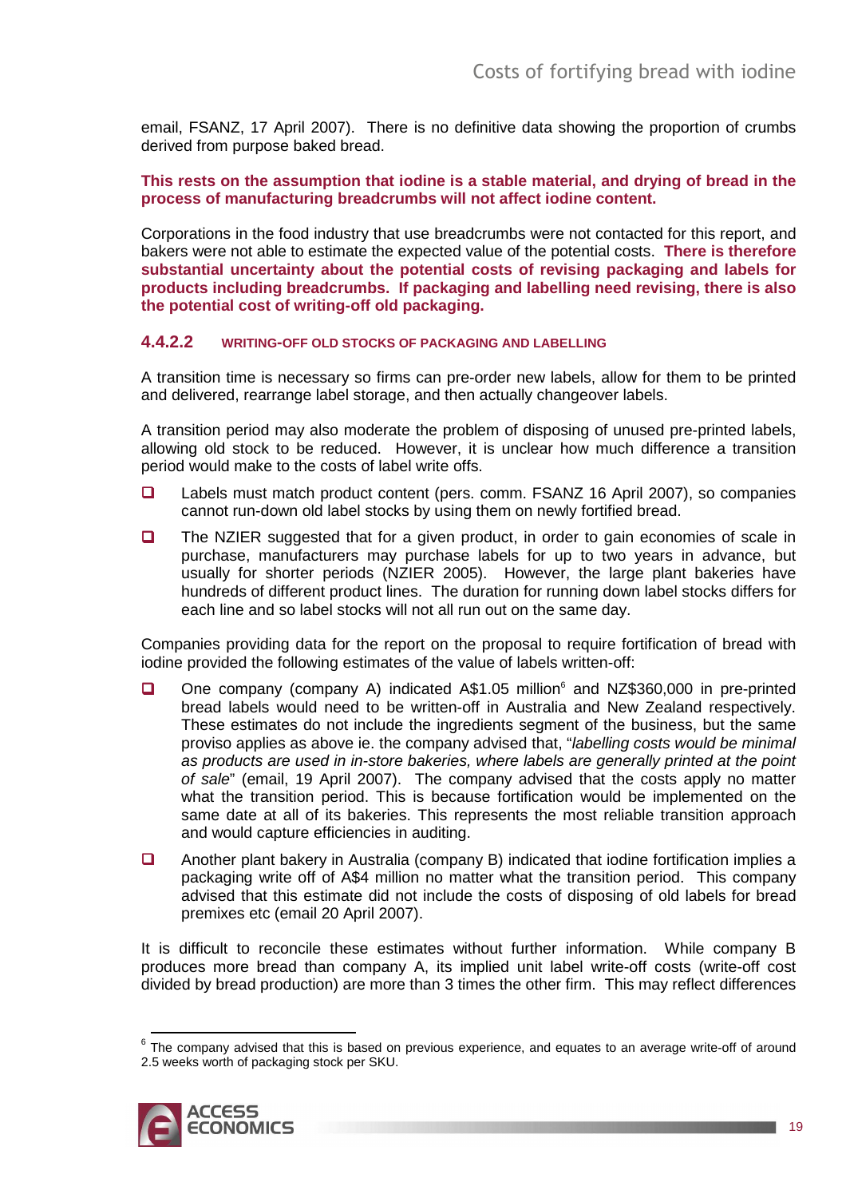email, FSANZ, 17 April 2007). There is no definitive data showing the proportion of crumbs derived from purpose baked bread.

**This rests on the assumption that iodine is a stable material, and drying of bread in the process of manufacturing breadcrumbs will not affect iodine content.**

Corporations in the food industry that use breadcrumbs were not contacted for this report, and bakers were not able to estimate the expected value of the potential costs. **There is therefore substantial uncertainty about the potential costs of revising packaging and labels for products including breadcrumbs. If packaging and labelling need revising, there is also the potential cost of writing-off old packaging.**

#### 4.4.2.2 WRITING-OFF OLD STOCKS OF PACKAGING AND LABELLING

A transition time is necessary so firms can pre-order new labels, allow for them to be printed and delivered, rearrange label storage, and then actually changeover labels.

A transition period may also moderate the problem of disposing of unused pre-printed labels, allowing old stock to be reduced. However, it is unclear how much difference a transition period would make to the costs of label write offs.

- Labels must match product content (pers. comm. FSANZ 16 April 2007), so companies cannot run-down old label stocks by using them on newly fortified bread.
- The NZIER suggested that for a given product, in order to gain economies of scale in purchase, manufacturers may purchase labels for up to two years in advance, but usually for shorter periods (NZIER 2005). However, the large plant bakeries have hundreds of different product lines. The duration for running down label stocks differs for each line and so label stocks will not all run out on the same day.

Companies providing data for the report on the proposal to require fortification of bread with iodine provided the following estimates of the value of labels written-off:

- One company (company A) indicated A$1.05 million[6] and NZ$360,000 in pre-printed bread labels would need to be written-off in Australia and New Zealand respectively. These estimates do not include the ingredients segment of the business, but the same proviso applies as above ie. the company advised that, "*labelling costs would be minimal as products are used in in-store bakeries, where labels are generally printed at the point of sale*" (email, 19 April 2007). The company advised that the costs apply no matter what the transition period. This is because fortification would be implemented on the same date at all of its bakeries. This represents the most reliable transition approach and would capture efficiencies in auditing.
- Another plant bakery in Australia (company B) indicated that iodine fortification implies a packaging write off of A$4 million no matter what the transition period. This company advised that this estimate did not include the costs of disposing of old labels for bread premixes etc (email 20 April 2007).

It is difficult to reconcile these estimates without further information. While company B produces more bread than company A, its implied unit label write-off costs (write-off cost divided by bread production) are more than 3 times the other firm. This may reflect differences

[6] The company advised that this is based on previous experience, and equates to an average write-off of around 2.5 weeks worth of packaging stock per SKU.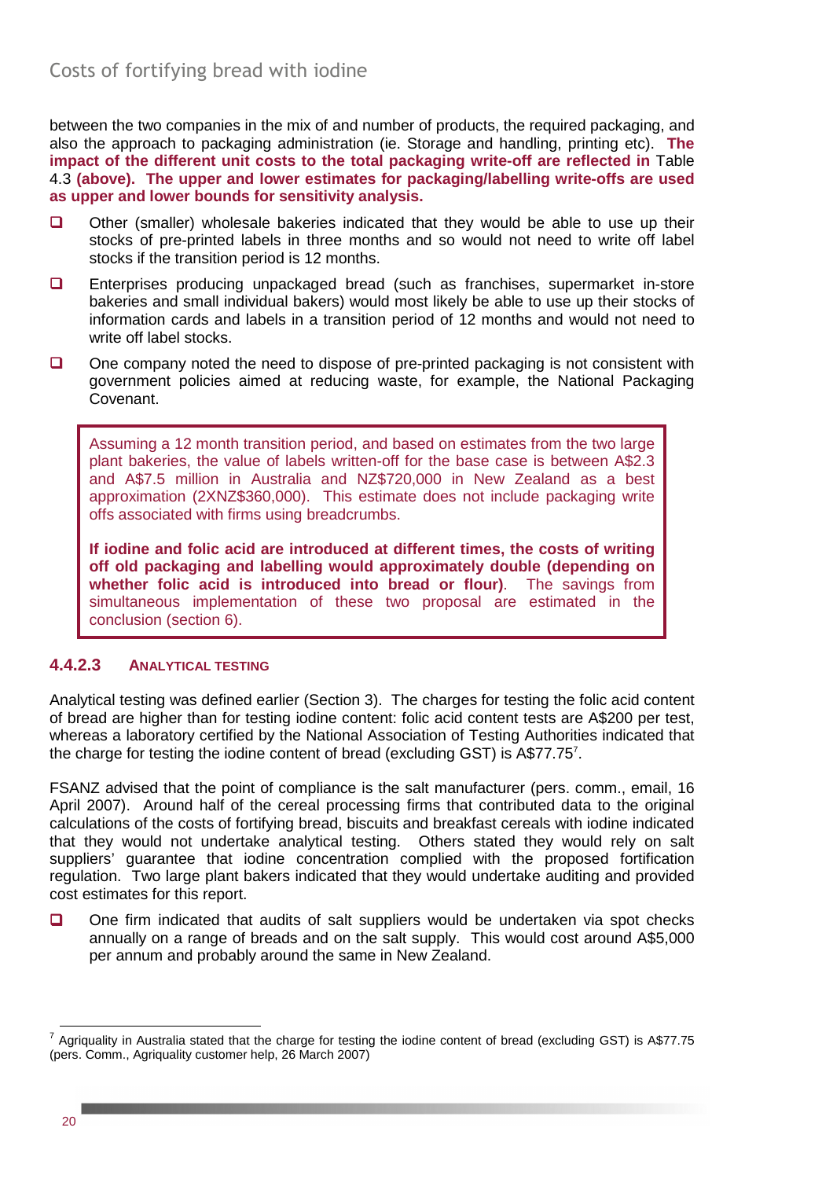between the two companies in the mix of and number of products, the required packaging, and also the approach to packaging administration (ie. Storage and handling, printing etc). **The impact of the different unit costs to the total packaging write-off are reflected in** Table 4.3 **(above). The upper and lower estimates for packaging/labelling write-offs are used as upper and lower bounds for sensitivity analysis.**

- Other (smaller) wholesale bakeries indicated that they would be able to use up their stocks of pre-printed labels in three months and so would not need to write off label stocks if the transition period is 12 months.
- Enterprises producing unpackaged bread (such as franchises, supermarket in-store bakeries and small individual bakers) would most likely be able to use up their stocks of information cards and labels in a transition period of 12 months and would not need to write off label stocks.
- One company noted the need to dispose of pre-printed packaging is not consistent with government policies aimed at reducing waste, for example, the National Packaging Covenant.

> Assuming a 12 month transition period, and based on estimates from the two large plant bakeries, the value of labels written-off for the base case is between A$2.3 and A$7.5 million in Australia and NZ$720,000 in New Zealand as a best approximation (2XNZ$360,000). This estimate does not include packaging write offs associated with firms using breadcrumbs.
>
> **If iodine and folic acid are introduced at different times, the costs of writing off old packaging and labelling would approximately double (depending on whether folic acid is introduced into bread or flour)**. The savings from simultaneous implementation of these two proposal are estimated in the conclusion (section 6).

#### 4.4.2.3 ANALYTICAL TESTING

Analytical testing was defined earlier (Section 3). The charges for testing the folic acid content of bread are higher than for testing iodine content: folic acid content tests are A$200 per test, whereas a laboratory certified by the National Association of Testing Authorities indicated that the charge for testing the iodine content of bread (excluding GST) is A$77.75[7].

FSANZ advised that the point of compliance is the salt manufacturer (pers. comm., email, 16 April 2007). Around half of the cereal processing firms that contributed data to the original calculations of the costs of fortifying bread, biscuits and breakfast cereals with iodine indicated that they would not undertake analytical testing. Others stated they would rely on salt suppliers' guarantee that iodine concentration complied with the proposed fortification regulation. Two large plant bakers indicated that they would undertake auditing and provided cost estimates for this report.

- One firm indicated that audits of salt suppliers would be undertaken via spot checks annually on a range of breads and on the salt supply. This would cost around A$5,000 per annum and probably around the same in New Zealand.

---

[7] Agriquality in Australia stated that the charge for testing the iodine content of bread (excluding GST) is A$77.75 (pers. Comm., Agriquality customer help, 26 March 2007)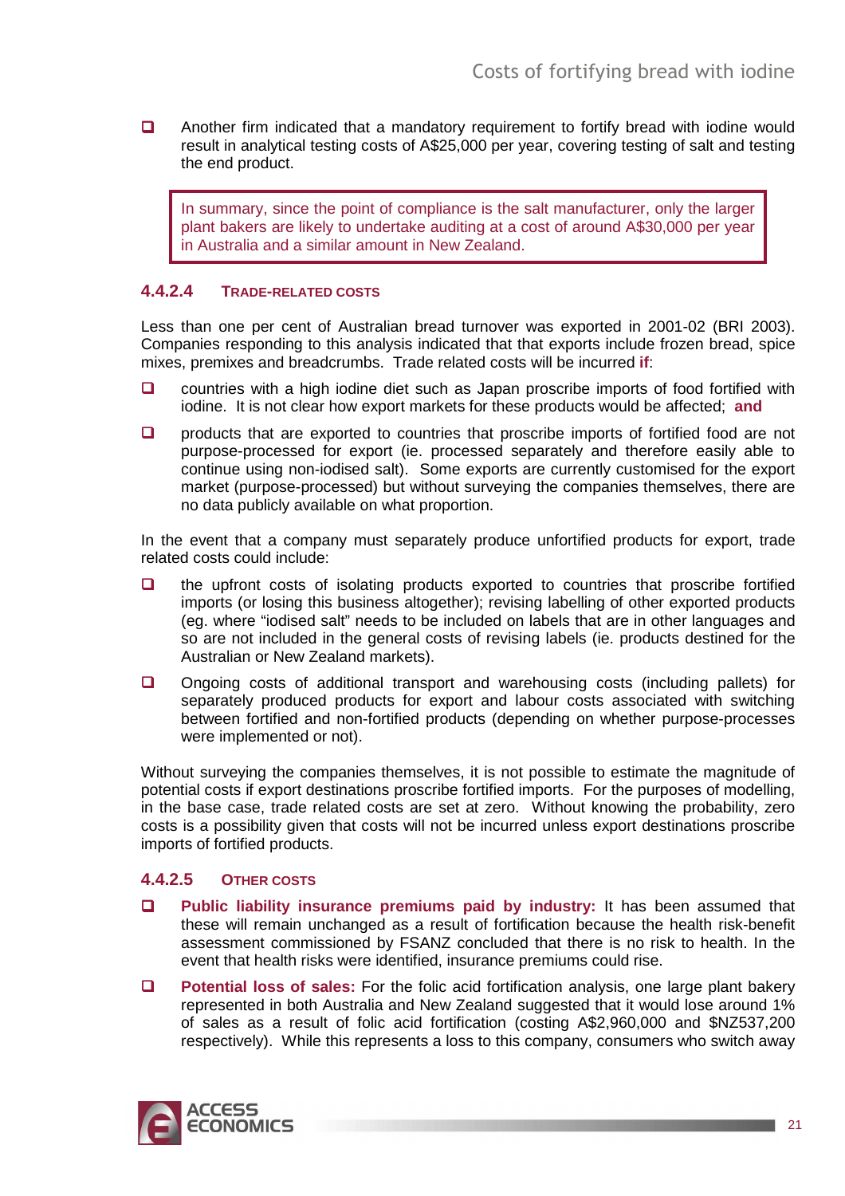- Another firm indicated that a mandatory requirement to fortify bread with iodine would result in analytical testing costs of A$25,000 per year, covering testing of salt and testing the end product.

> In summary, since the point of compliance is the salt manufacturer, only the larger plant bakers are likely to undertake auditing at a cost of around A$30,000 per year in Australia and a similar amount in New Zealand.

### 4.4.2.4 TRADE-RELATED COSTS

Less than one per cent of Australian bread turnover was exported in 2001-02 (BRI 2003). Companies responding to this analysis indicated that that exports include frozen bread, spice mixes, premixes and breadcrumbs. Trade related costs will be incurred **if**:

- countries with a high iodine diet such as Japan proscribe imports of food fortified with iodine. It is not clear how export markets for these products would be affected; **and**
- products that are exported to countries that proscribe imports of fortified food are not purpose-processed for export (ie. processed separately and therefore easily able to continue using non-iodised salt). Some exports are currently customised for the export market (purpose-processed) but without surveying the companies themselves, there are no data publicly available on what proportion.

In the event that a company must separately produce unfortified products for export, trade related costs could include:

- the upfront costs of isolating products exported to countries that proscribe fortified imports (or losing this business altogether); revising labelling of other exported products (eg. where "iodised salt" needs to be included on labels that are in other languages and so are not included in the general costs of revising labels (ie. products destined for the Australian or New Zealand markets).
- Ongoing costs of additional transport and warehousing costs (including pallets) for separately produced products for export and labour costs associated with switching between fortified and non-fortified products (depending on whether purpose-processes were implemented or not).

Without surveying the companies themselves, it is not possible to estimate the magnitude of potential costs if export destinations proscribe fortified imports. For the purposes of modelling, in the base case, trade related costs are set at zero. Without knowing the probability, zero costs is a possibility given that costs will not be incurred unless export destinations proscribe imports of fortified products.

### 4.4.2.5 OTHER COSTS

- **Public liability insurance premiums paid by industry:** It has been assumed that these will remain unchanged as a result of fortification because the health risk-benefit assessment commissioned by FSANZ concluded that there is no risk to health. In the event that health risks were identified, insurance premiums could rise.
- **Potential loss of sales:** For the folic acid fortification analysis, one large plant bakery represented in both Australia and New Zealand suggested that it would lose around 1% of sales as a result of folic acid fortification (costing A$2,960,000 and $NZ537,200 respectively). While this represents a loss to this company, consumers who switch away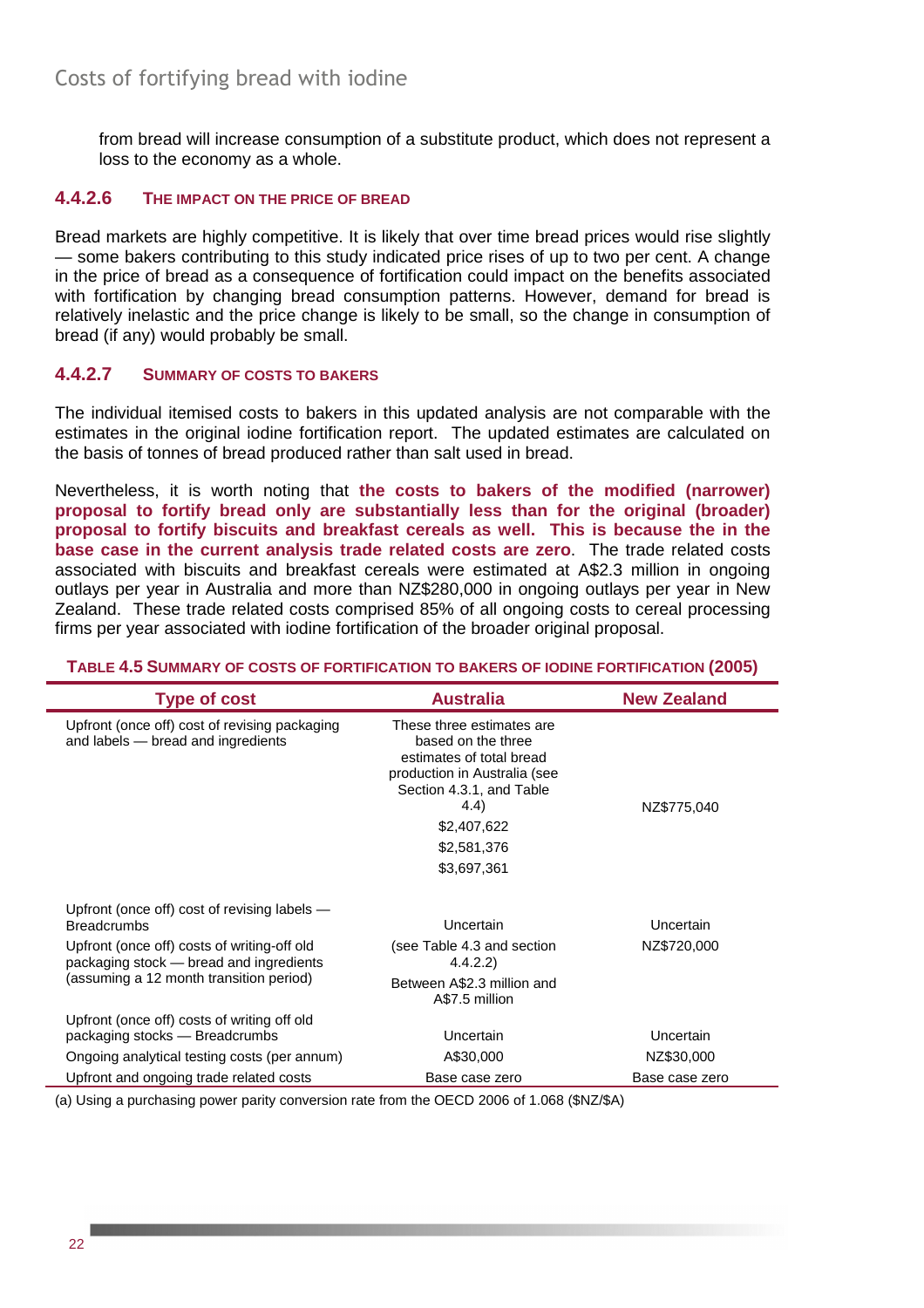from bread will increase consumption of a substitute product, which does not represent a loss to the economy as a whole.

### 4.4.2.6 THE IMPACT ON THE PRICE OF BREAD

Bread markets are highly competitive. It is likely that over time bread prices would rise slightly — some bakers contributing to this study indicated price rises of up to two per cent. A change in the price of bread as a consequence of fortification could impact on the benefits associated with fortification by changing bread consumption patterns. However, demand for bread is relatively inelastic and the price change is likely to be small, so the change in consumption of bread (if any) would probably be small.

### 4.4.2.7 SUMMARY OF COSTS TO BAKERS

The individual itemised costs to bakers in this updated analysis are not comparable with the estimates in the original iodine fortification report. The updated estimates are calculated on the basis of tonnes of bread produced rather than salt used in bread.

Nevertheless, it is worth noting that **the costs to bakers of the modified (narrower) proposal to fortify bread only are substantially less than for the original (broader) proposal to fortify biscuits and breakfast cereals as well. This is because the in the base case in the current analysis trade related costs are zero**. The trade related costs associated with biscuits and breakfast cereals were estimated at A$2.3 million in ongoing outlays per year in Australia and more than NZ$280,000 in ongoing outlays per year in New Zealand. These trade related costs comprised 85% of all ongoing costs to cereal processing firms per year associated with iodine fortification of the broader original proposal.

**TABLE 4.5 SUMMARY OF COSTS OF FORTIFICATION TO BAKERS OF IODINE FORTIFICATION (2005)**

| Type of cost | Australia | New Zealand |
|---|---|---|
| Upfront (once off) cost of revising packaging and labels — bread and ingredients | These three estimates are based on the three estimates of total bread production in Australia (see Section 4.3.1, and Table 4.4)<br>$2,407,622<br>$2,581,376<br>$3,697,361 | NZ$775,040 |
| Upfront (once off) cost of revising labels — Breadcrumbs | Uncertain | Uncertain |
| Upfront (once off) costs of writing-off old packaging stock — bread and ingredients (assuming a 12 month transition period) | (see Table 4.3 and section 4.4.2.2)<br>Between A$2.3 million and A$7.5 million | NZ$720,000 |
| Upfront (once off) costs of writing off old packaging stocks — Breadcrumbs | Uncertain | Uncertain |
| Ongoing analytical testing costs (per annum) | A$30,000 | NZ$30,000 |
| Upfront and ongoing trade related costs | Base case zero | Base case zero |

(a) Using a purchasing power parity conversion rate from the OECD 2006 of 1.068 ($NZ/$A)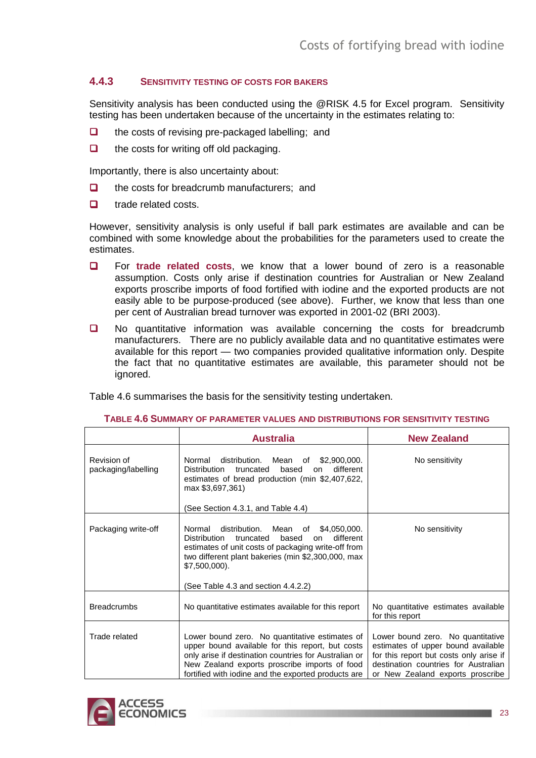### 4.4.3 Sensitivity testing of costs for bakers

Sensitivity analysis has been conducted using the @RISK 4.5 for Excel program. Sensitivity testing has been undertaken because of the uncertainty in the estimates relating to:

- the costs of revising pre-packaged labelling; and
- the costs for writing off old packaging.

Importantly, there is also uncertainty about:

- the costs for breadcrumb manufacturers; and
- trade related costs.

However, sensitivity analysis is only useful if ball park estimates are available and can be combined with some knowledge about the probabilities for the parameters used to create the estimates.

- For **trade related costs**, we know that a lower bound of zero is a reasonable assumption. Costs only arise if destination countries for Australian or New Zealand exports proscribe imports of food fortified with iodine and the exported products are not easily able to be purpose-produced (see above). Further, we know that less than one per cent of Australian bread turnover was exported in 2001-02 (BRI 2003).
- No quantitative information was available concerning the costs for breadcrumb manufacturers. There are no publicly available data and no quantitative estimates were available for this report — two companies provided qualitative information only. Despite the fact that no quantitative estimates are available, this parameter should not be ignored.

Table 4.6 summarises the basis for the sensitivity testing undertaken.

**Table 4.6 Summary of parameter values and distributions for sensitivity testing**

| | Australia | New Zealand |
|---|---|---|
| Revision of packaging/labelling | Normal distribution. Mean of $2,900,000. Distribution truncated based on different estimates of bread production (min $2,407,622, max $3,697,361)<br><br>(See Section 4.3.1, and Table 4.4) | No sensitivity |
| Packaging write-off | Normal distribution. Mean of $4,050,000. Distribution truncated based on different estimates of unit costs of packaging write-off from two different plant bakeries (min $2,300,000, max $7,500,000).<br><br>(See Table 4.3 and section 4.4.2.2) | No sensitivity |
| Breadcrumbs | No quantitative estimates available for this report | No quantitative estimates available for this report |
| Trade related | Lower bound zero. No quantitative estimates of upper bound available for this report, but costs only arise if destination countries for Australian or New Zealand exports proscribe imports of food fortified with iodine and the exported products are | Lower bound zero. No quantitative estimates of upper bound available for this report but costs only arise if destination countries for Australian or New Zealand exports proscribe |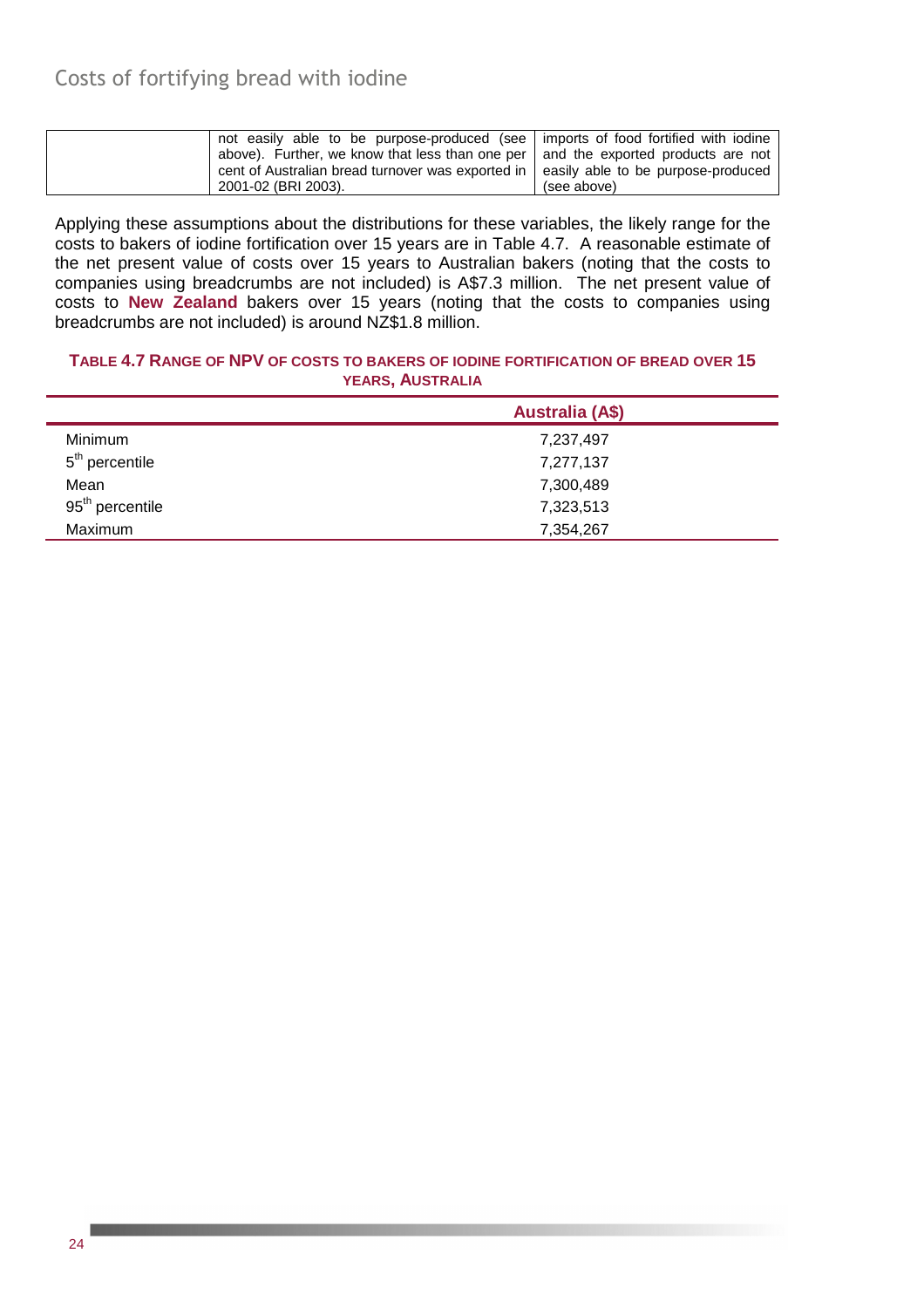| | not easily able to be purpose-produced (see above). Further, we know that less than one per cent of Australian bread turnover was exported in 2001-02 (BRI 2003). | imports of food fortified with iodine and the exported products are not easily able to be purpose-produced (see above) |
|---|---|---|

Applying these assumptions about the distributions for these variables, the likely range for the costs to bakers of iodine fortification over 15 years are in Table 4.7. A reasonable estimate of the net present value of costs over 15 years to Australian bakers (noting that the costs to companies using breadcrumbs are not included) is A$7.3 million. The net present value of costs to **New Zealand** bakers over 15 years (noting that the costs to companies using breadcrumbs are not included) is around NZ$1.8 million.

**TABLE 4.7 RANGE OF NPV OF COSTS TO BAKERS OF IODINE FORTIFICATION OF BREAD OVER 15 YEARS, AUSTRALIA**

| | Australia (A$) |
|---|---|
| Minimum | 7,237,497 |
| 5th percentile | 7,277,137 |
| Mean | 7,300,489 |
| 95th percentile | 7,323,513 |
| Maximum | 7,354,267 |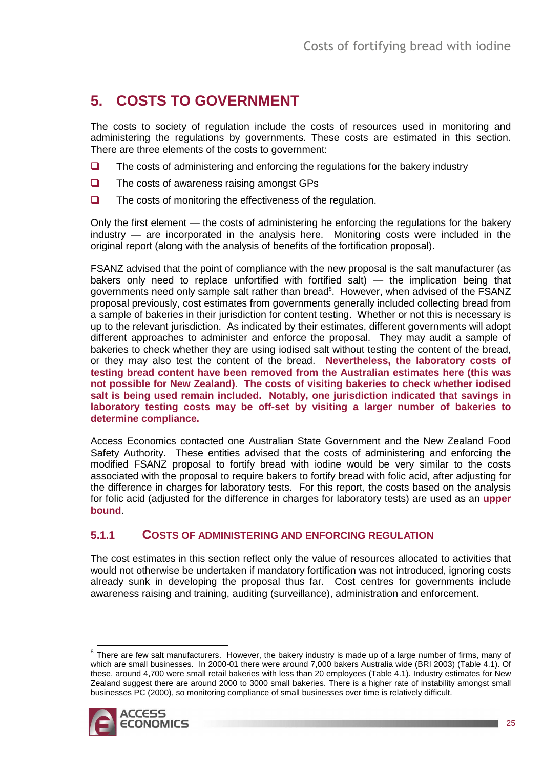# 5. COSTS TO GOVERNMENT

The costs to society of regulation include the costs of resources used in monitoring and administering the regulations by governments. These costs are estimated in this section. There are three elements of the costs to government:

- The costs of administering and enforcing the regulations for the bakery industry
- The costs of awareness raising amongst GPs
- The costs of monitoring the effectiveness of the regulation.

Only the first element — the costs of administering he enforcing the regulations for the bakery industry — are incorporated in the analysis here. Monitoring costs were included in the original report (along with the analysis of benefits of the fortification proposal).

FSANZ advised that the point of compliance with the new proposal is the salt manufacturer (as bakers only need to replace unfortified with fortified salt) — the implication being that governments need only sample salt rather than bread[8]. However, when advised of the FSANZ proposal previously, cost estimates from governments generally included collecting bread from a sample of bakeries in their jurisdiction for content testing. Whether or not this is necessary is up to the relevant jurisdiction. As indicated by their estimates, different governments will adopt different approaches to administer and enforce the proposal. They may audit a sample of bakeries to check whether they are using iodised salt without testing the content of the bread, or they may also test the content of the bread. **Nevertheless, the laboratory costs of testing bread content have been removed from the Australian estimates here (this was not possible for New Zealand). The costs of visiting bakeries to check whether iodised salt is being used remain included. Notably, one jurisdiction indicated that savings in laboratory testing costs may be off-set by visiting a larger number of bakeries to determine compliance.**

Access Economics contacted one Australian State Government and the New Zealand Food Safety Authority. These entities advised that the costs of administering and enforcing the modified FSANZ proposal to fortify bread with iodine would be very similar to the costs associated with the proposal to require bakers to fortify bread with folic acid, after adjusting for the difference in charges for laboratory tests. For this report, the costs based on the analysis for folic acid (adjusted for the difference in charges for laboratory tests) are used as an **upper bound**.

### 5.1.1 COSTS OF ADMINISTERING AND ENFORCING REGULATION

The cost estimates in this section reflect only the value of resources allocated to activities that would not otherwise be undertaken if mandatory fortification was not introduced, ignoring costs already sunk in developing the proposal thus far. Cost centres for governments include awareness raising and training, auditing (surveillance), administration and enforcement.

---

[8] There are few salt manufacturers. However, the bakery industry is made up of a large number of firms, many of which are small businesses. In 2000-01 there were around 7,000 bakers Australia wide (BRI 2003) (Table 4.1). Of these, around 4,700 were small retail bakeries with less than 20 employees (Table 4.1). Industry estimates for New Zealand suggest there are around 2000 to 3000 small bakeries. There is a higher rate of instability amongst small businesses PC (2000), so monitoring compliance of small businesses over time is relatively difficult.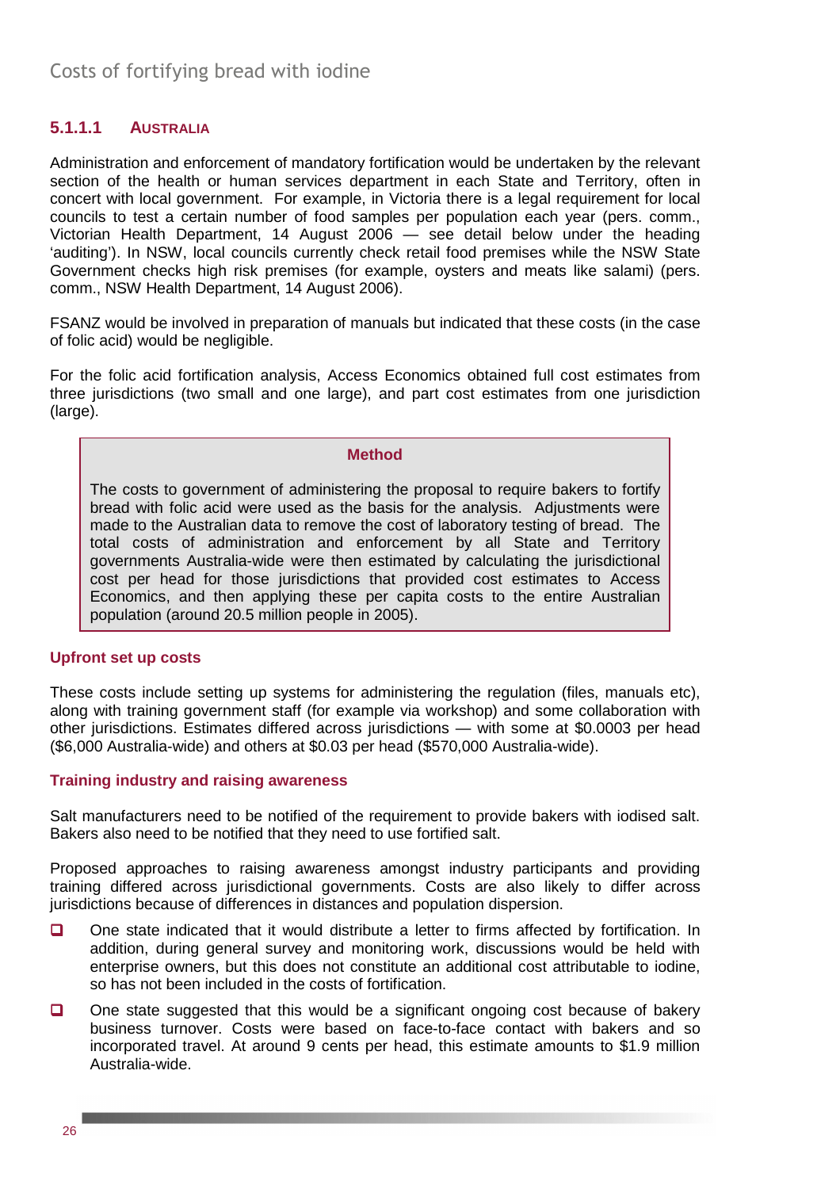#### 5.1.1.1 AUSTRALIA

Administration and enforcement of mandatory fortification would be undertaken by the relevant section of the health or human services department in each State and Territory, often in concert with local government. For example, in Victoria there is a legal requirement for local councils to test a certain number of food samples per population each year (pers. comm., Victorian Health Department, 14 August 2006 — see detail below under the heading 'auditing'). In NSW, local councils currently check retail food premises while the NSW State Government checks high risk premises (for example, oysters and meats like salami) (pers. comm., NSW Health Department, 14 August 2006).

FSANZ would be involved in preparation of manuals but indicated that these costs (in the case of folic acid) would be negligible.

For the folic acid fortification analysis, Access Economics obtained full cost estimates from three jurisdictions (two small and one large), and part cost estimates from one jurisdiction (large).

> **Method**
>
> The costs to government of administering the proposal to require bakers to fortify bread with folic acid were used as the basis for the analysis. Adjustments were made to the Australian data to remove the cost of laboratory testing of bread. The total costs of administration and enforcement by all State and Territory governments Australia-wide were then estimated by calculating the jurisdictional cost per head for those jurisdictions that provided cost estimates to Access Economics, and then applying these per capita costs to the entire Australian population (around 20.5 million people in 2005).

**Upfront set up costs**

These costs include setting up systems for administering the regulation (files, manuals etc), along with training government staff (for example via workshop) and some collaboration with other jurisdictions. Estimates differed across jurisdictions — with some at $0.0003 per head ($6,000 Australia-wide) and others at $0.03 per head ($570,000 Australia-wide).

**Training industry and raising awareness**

Salt manufacturers need to be notified of the requirement to provide bakers with iodised salt. Bakers also need to be notified that they need to use fortified salt.

Proposed approaches to raising awareness amongst industry participants and providing training differed across jurisdictional governments. Costs are also likely to differ across jurisdictions because of differences in distances and population dispersion.

- One state indicated that it would distribute a letter to firms affected by fortification. In addition, during general survey and monitoring work, discussions would be held with enterprise owners, but this does not constitute an additional cost attributable to iodine, so has not been included in the costs of fortification.
- One state suggested that this would be a significant ongoing cost because of bakery business turnover. Costs were based on face-to-face contact with bakers and so incorporated travel. At around 9 cents per head, this estimate amounts to $1.9 million Australia-wide.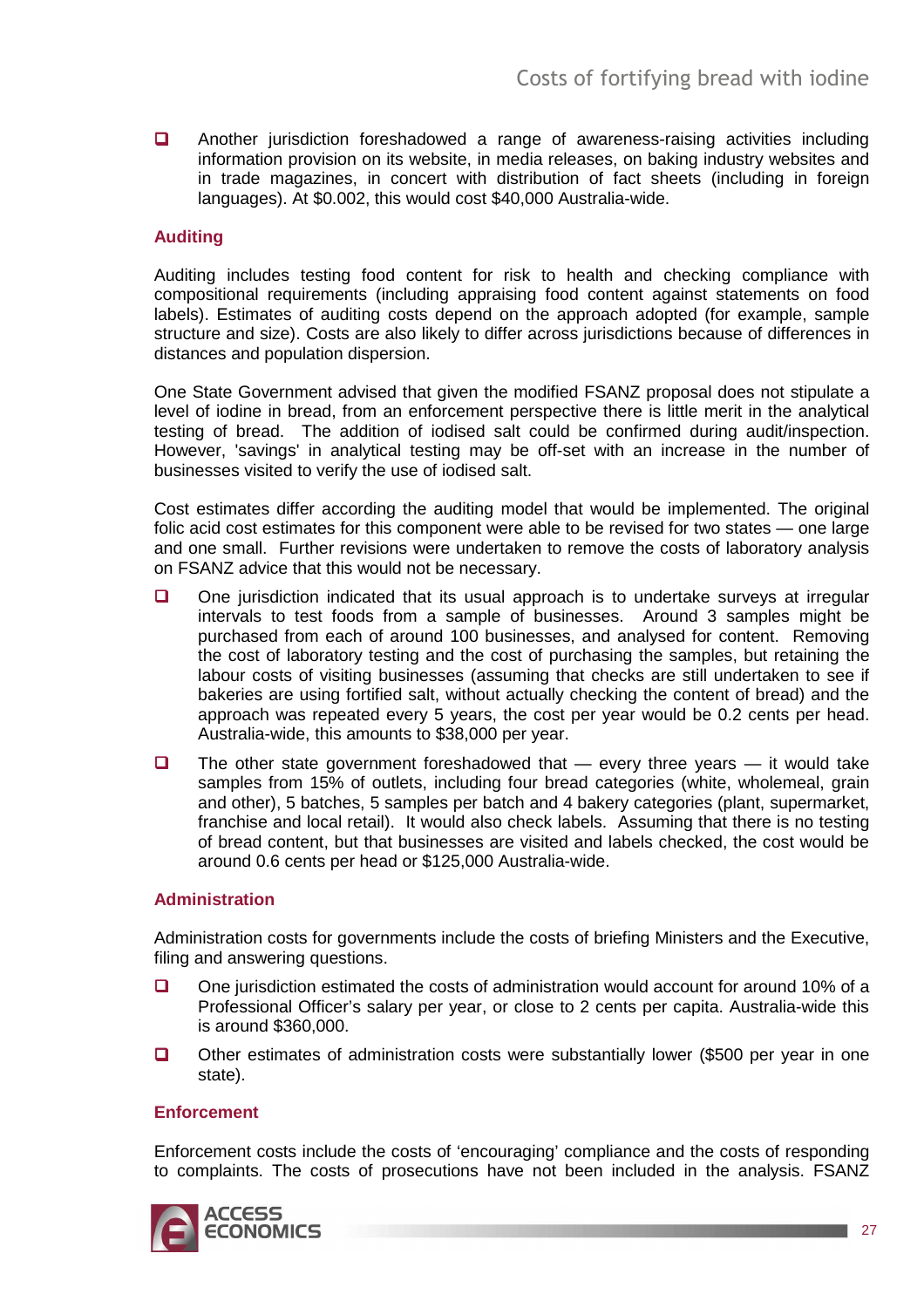- Another jurisdiction foreshadowed a range of awareness-raising activities including information provision on its website, in media releases, on baking industry websites and in trade magazines, in concert with distribution of fact sheets (including in foreign languages). At $0.002, this would cost $40,000 Australia-wide.

### Auditing

Auditing includes testing food content for risk to health and checking compliance with compositional requirements (including appraising food content against statements on food labels). Estimates of auditing costs depend on the approach adopted (for example, sample structure and size). Costs are also likely to differ across jurisdictions because of differences in distances and population dispersion.

One State Government advised that given the modified FSANZ proposal does not stipulate a level of iodine in bread, from an enforcement perspective there is little merit in the analytical testing of bread. The addition of iodised salt could be confirmed during audit/inspection. However, 'savings' in analytical testing may be off-set with an increase in the number of businesses visited to verify the use of iodised salt.

Cost estimates differ according the auditing model that would be implemented. The original folic acid cost estimates for this component were able to be revised for two states — one large and one small. Further revisions were undertaken to remove the costs of laboratory analysis on FSANZ advice that this would not be necessary.

- One jurisdiction indicated that its usual approach is to undertake surveys at irregular intervals to test foods from a sample of businesses. Around 3 samples might be purchased from each of around 100 businesses, and analysed for content. Removing the cost of laboratory testing and the cost of purchasing the samples, but retaining the labour costs of visiting businesses (assuming that checks are still undertaken to see if bakeries are using fortified salt, without actually checking the content of bread) and the approach was repeated every 5 years, the cost per year would be 0.2 cents per head. Australia-wide, this amounts to $38,000 per year.
- The other state government foreshadowed that — every three years — it would take samples from 15% of outlets, including four bread categories (white, wholemeal, grain and other), 5 batches, 5 samples per batch and 4 bakery categories (plant, supermarket, franchise and local retail). It would also check labels. Assuming that there is no testing of bread content, but that businesses are visited and labels checked, the cost would be around 0.6 cents per head or $125,000 Australia-wide.

### Administration

Administration costs for governments include the costs of briefing Ministers and the Executive, filing and answering questions.

- One jurisdiction estimated the costs of administration would account for around 10% of a Professional Officer's salary per year, or close to 2 cents per capita. Australia-wide this is around $360,000.
- Other estimates of administration costs were substantially lower ($500 per year in one state).

### Enforcement

Enforcement costs include the costs of 'encouraging' compliance and the costs of responding to complaints. The costs of prosecutions have not been included in the analysis. FSANZ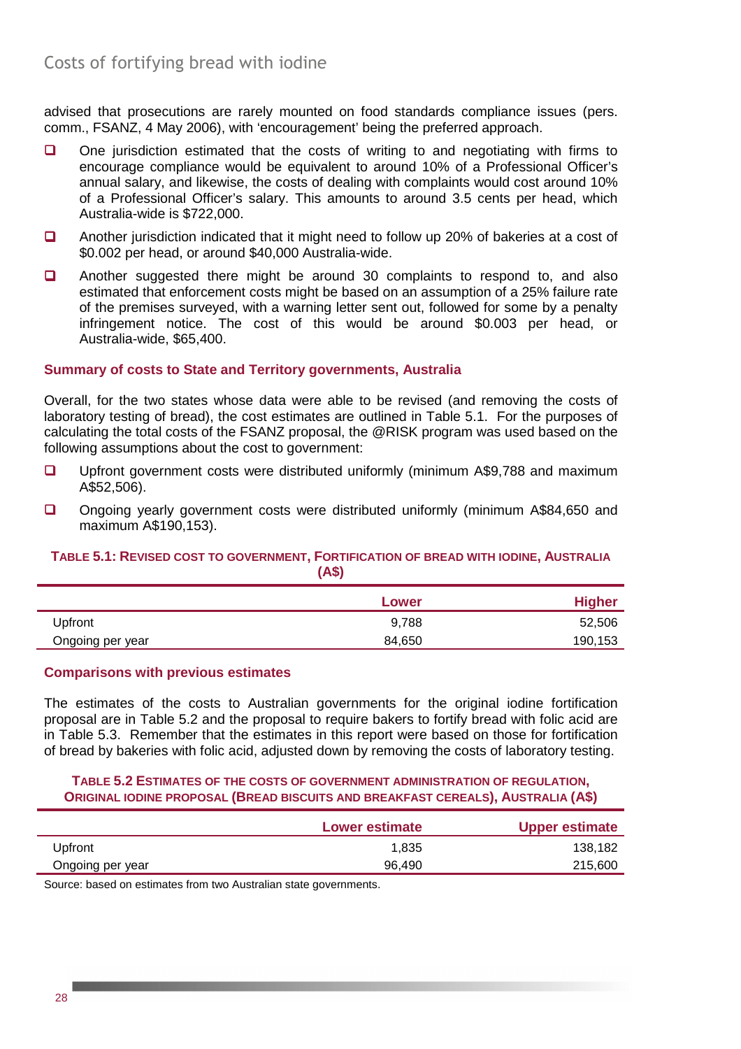advised that prosecutions are rarely mounted on food standards compliance issues (pers. comm., FSANZ, 4 May 2006), with 'encouragement' being the preferred approach.

- One jurisdiction estimated that the costs of writing to and negotiating with firms to encourage compliance would be equivalent to around 10% of a Professional Officer's annual salary, and likewise, the costs of dealing with complaints would cost around 10% of a Professional Officer's salary. This amounts to around 3.5 cents per head, which Australia-wide is $722,000.
- Another jurisdiction indicated that it might need to follow up 20% of bakeries at a cost of $0.002 per head, or around $40,000 Australia-wide.
- Another suggested there might be around 30 complaints to respond to, and also estimated that enforcement costs might be based on an assumption of a 25% failure rate of the premises surveyed, with a warning letter sent out, followed for some by a penalty infringement notice. The cost of this would be around $0.003 per head, or Australia-wide, $65,400.

### Summary of costs to State and Territory governments, Australia

Overall, for the two states whose data were able to be revised (and removing the costs of laboratory testing of bread), the cost estimates are outlined in Table 5.1. For the purposes of calculating the total costs of the FSANZ proposal, the @RISK program was used based on the following assumptions about the cost to government:

- Upfront government costs were distributed uniformly (minimum A$9,788 and maximum A$52,506).
- Ongoing yearly government costs were distributed uniformly (minimum A$84,650 and maximum A$190,153).

**TABLE 5.1: REVISED COST TO GOVERNMENT, FORTIFICATION OF BREAD WITH IODINE, AUSTRALIA (A$)**

| | Lower | Higher |
|---|---|---|
| Upfront | 9,788 | 52,506 |
| Ongoing per year | 84,650 | 190,153 |

### Comparisons with previous estimates

The estimates of the costs to Australian governments for the original iodine fortification proposal are in Table 5.2 and the proposal to require bakers to fortify bread with folic acid are in Table 5.3. Remember that the estimates in this report were based on those for fortification of bread by bakeries with folic acid, adjusted down by removing the costs of laboratory testing.

**TABLE 5.2 ESTIMATES OF THE COSTS OF GOVERNMENT ADMINISTRATION OF REGULATION, ORIGINAL IODINE PROPOSAL (BREAD BISCUITS AND BREAKFAST CEREALS), AUSTRALIA (A$)**

| | Lower estimate | Upper estimate |
|---|---|---|
| Upfront | 1,835 | 138,182 |
| Ongoing per year | 96,490 | 215,600 |

Source: based on estimates from two Australian state governments.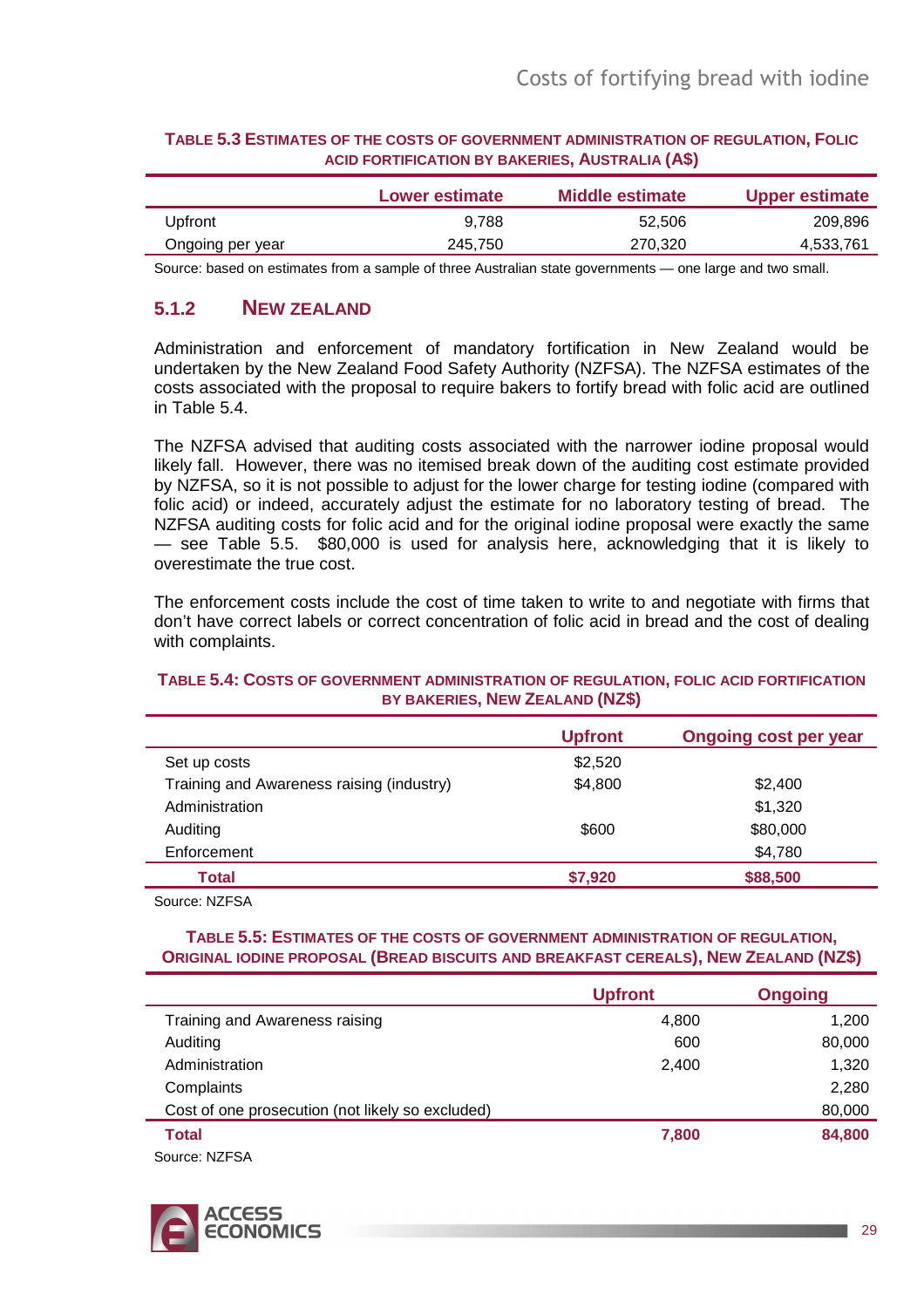**Table 5.3 Estimates of the costs of government administration of regulation, Folic acid fortification by bakeries, Australia (A$)**

| | Lower estimate | Middle estimate | Upper estimate |
|---|---|---|---|
| Upfront | 9,788 | 52,506 | 209,896 |
| Ongoing per year | 245,750 | 270,320 | 4,533,761 |

Source: based on estimates from a sample of three Australian state governments — one large and two small.

### 5.1.2 New Zealand

Administration and enforcement of mandatory fortification in New Zealand would be undertaken by the New Zealand Food Safety Authority (NZFSA). The NZFSA estimates of the costs associated with the proposal to require bakers to fortify bread with folic acid are outlined in Table 5.4.

The NZFSA advised that auditing costs associated with the narrower iodine proposal would likely fall. However, there was no itemised break down of the auditing cost estimate provided by NZFSA, so it is not possible to adjust for the lower charge for testing iodine (compared with folic acid) or indeed, accurately adjust the estimate for no laboratory testing of bread. The NZFSA auditing costs for folic acid and for the original iodine proposal were exactly the same — see Table 5.5. $80,000 is used for analysis here, acknowledging that it is likely to overestimate the true cost.

The enforcement costs include the cost of time taken to write to and negotiate with firms that don't have correct labels or correct concentration of folic acid in bread and the cost of dealing with complaints.

**Table 5.4: Costs of government administration of regulation, folic acid fortification by bakeries, New Zealand (NZ$)**

| | Upfront | Ongoing cost per year |
|---|---|---|
| Set up costs | $2,520 | |
| Training and Awareness raising (industry) | $4,800 | $2,400 |
| Administration | | $1,320 |
| Auditing | $600 | $80,000 |
| Enforcement | | $4,780 |
| **Total** | **$7,920** | **$88,500** |

Source: NZFSA

**Table 5.5: Estimates of the costs of government administration of regulation, Original iodine proposal (Bread biscuits and breakfast cereals), New Zealand (NZ$)**

| | Upfront | Ongoing |
|---|---|---|
| Training and Awareness raising | 4,800 | 1,200 |
| Auditing | 600 | 80,000 |
| Administration | 2,400 | 1,320 |
| Complaints | | 2,280 |
| Cost of one prosecution (not likely so excluded) | | 80,000 |
| **Total** | **7,800** | **84,800** |

Source: NZFSA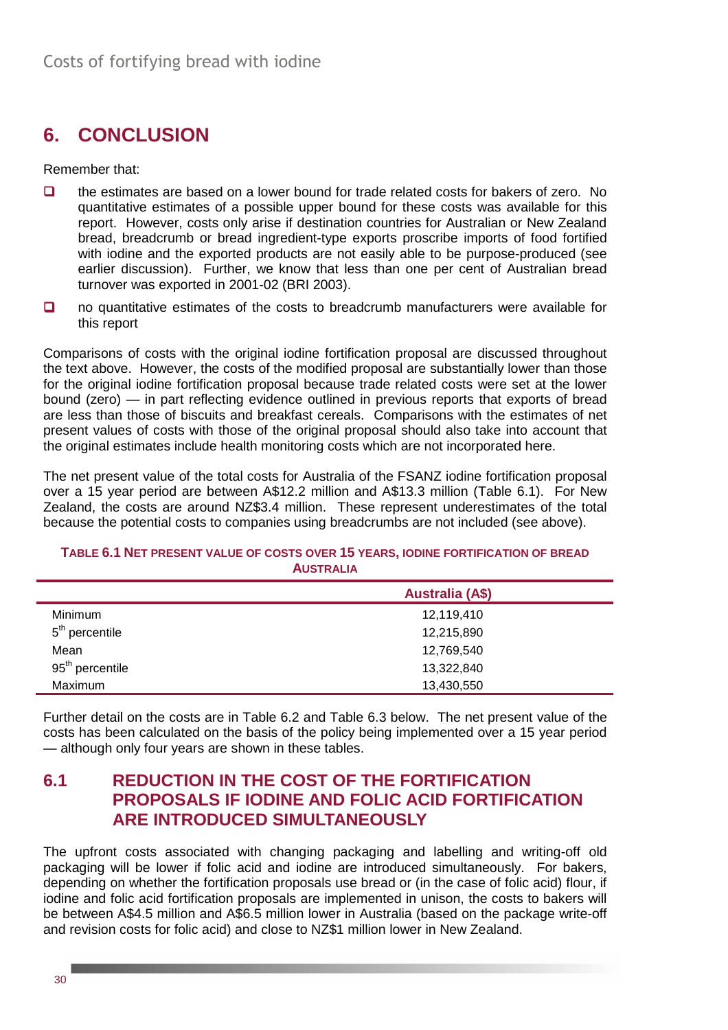# 6. CONCLUSION

Remember that:

- the estimates are based on a lower bound for trade related costs for bakers of zero. No quantitative estimates of a possible upper bound for these costs was available for this report. However, costs only arise if destination countries for Australian or New Zealand bread, breadcrumb or bread ingredient-type exports proscribe imports of food fortified with iodine and the exported products are not easily able to be purpose-produced (see earlier discussion). Further, we know that less than one per cent of Australian bread turnover was exported in 2001-02 (BRI 2003).
- no quantitative estimates of the costs to breadcrumb manufacturers were available for this report

Comparisons of costs with the original iodine fortification proposal are discussed throughout the text above. However, the costs of the modified proposal are substantially lower than those for the original iodine fortification proposal because trade related costs were set at the lower bound (zero) — in part reflecting evidence outlined in previous reports that exports of bread are less than those of biscuits and breakfast cereals. Comparisons with the estimates of net present values of costs with those of the original proposal should also take into account that the original estimates include health monitoring costs which are not incorporated here.

The net present value of the total costs for Australia of the FSANZ iodine fortification proposal over a 15 year period are between A$12.2 million and A$13.3 million (Table 6.1). For New Zealand, the costs are around NZ$3.4 million. These represent underestimates of the total because the potential costs to companies using breadcrumbs are not included (see above).

**TABLE 6.1 NET PRESENT VALUE OF COSTS OVER 15 YEARS, IODINE FORTIFICATION OF BREAD AUSTRALIA**

| | Australia (A$) |
|---|---|
| Minimum | 12,119,410 |
| 5th percentile | 12,215,890 |
| Mean | 12,769,540 |
| 95th percentile | 13,322,840 |
| Maximum | 13,430,550 |

Further detail on the costs are in Table 6.2 and Table 6.3 below. The net present value of the costs has been calculated on the basis of the policy being implemented over a 15 year period — although only four years are shown in these tables.

## 6.1 REDUCTION IN THE COST OF THE FORTIFICATION PROPOSALS IF IODINE AND FOLIC ACID FORTIFICATION ARE INTRODUCED SIMULTANEOUSLY

The upfront costs associated with changing packaging and labelling and writing-off old packaging will be lower if folic acid and iodine are introduced simultaneously. For bakers, depending on whether the fortification proposals use bread or (in the case of folic acid) flour, if iodine and folic acid fortification proposals are implemented in unison, the costs to bakers will be between A$4.5 million and A$6.5 million lower in Australia (based on the package write-off and revision costs for folic acid) and close to NZ$1 million lower in New Zealand.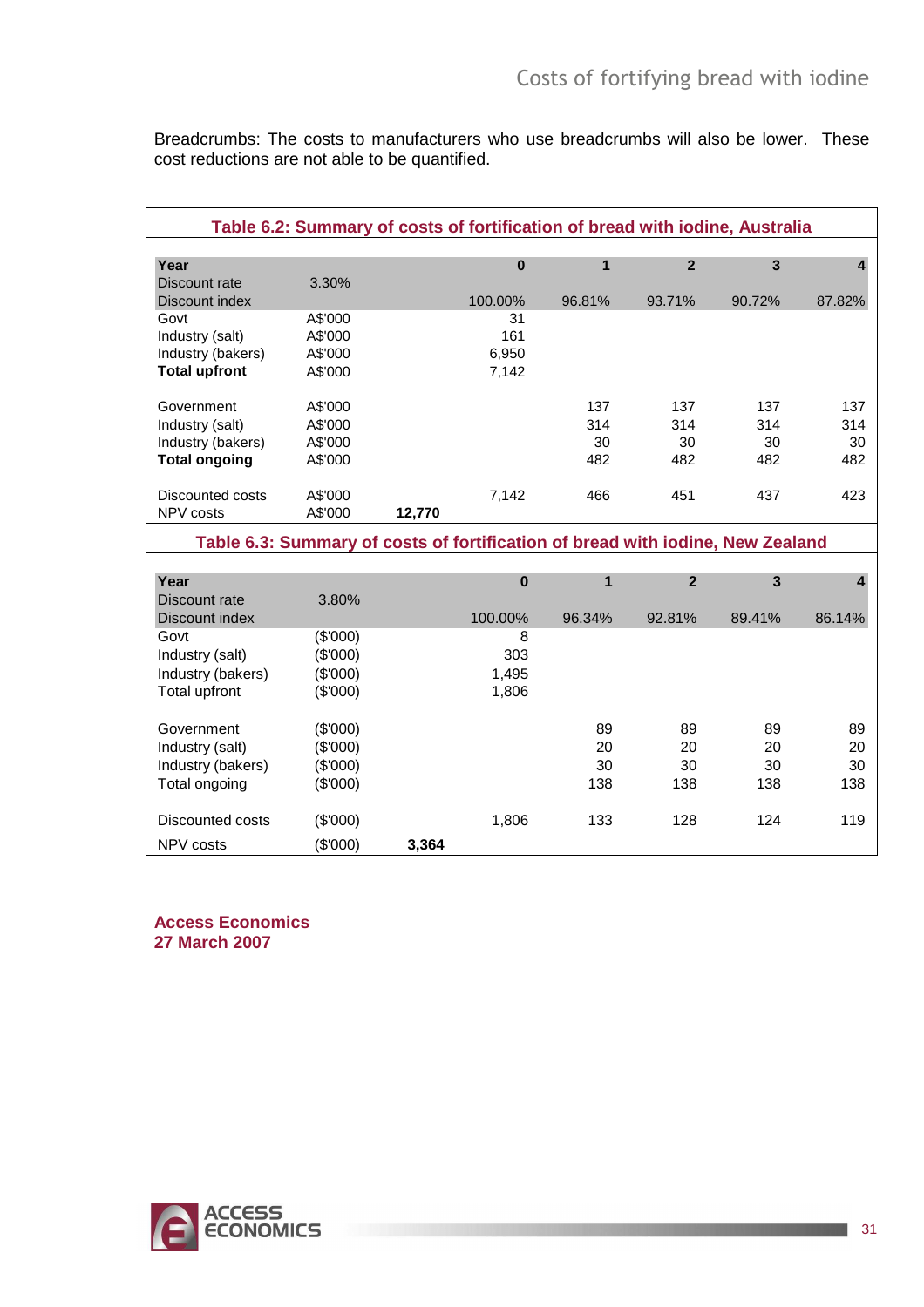Breadcrumbs: The costs to manufacturers who use breadcrumbs will also be lower. These cost reductions are not able to be quantified.

**Table 6.2: Summary of costs of fortification of bread with iodine, Australia**

| Year | | | 0 | 1 | 2 | 3 | 4 |
|---|---|---|---|---|---|---|---|
| Discount rate | 3.30% | | | | | | |
| Discount index | | | 100.00% | 96.81% | 93.71% | 90.72% | 87.82% |
| Govt | A$'000 | | 31 | | | | |
| Industry (salt) | A$'000 | | 161 | | | | |
| Industry (bakers) | A$'000 | | 6,950 | | | | |
| **Total upfront** | A$'000 | | 7,142 | | | | |
| | | | | | | | |
| Government | A$'000 | | | 137 | 137 | 137 | 137 |
| Industry (salt) | A$'000 | | | 314 | 314 | 314 | 314 |
| Industry (bakers) | A$'000 | | | 30 | 30 | 30 | 30 |
| **Total ongoing** | A$'000 | | | 482 | 482 | 482 | 482 |
| | | | | | | | |
| Discounted costs | A$'000 | | 7,142 | 466 | 451 | 437 | 423 |
| NPV costs | A$'000 | **12,770** | | | | | |

**Table 6.3: Summary of costs of fortification of bread with iodine, New Zealand**

| Year | | | 0 | 1 | 2 | 3 | 4 |
|---|---|---|---|---|---|---|---|
| Discount rate | 3.80% | | | | | | |
| Discount index | | | 100.00% | 96.34% | 92.81% | 89.41% | 86.14% |
| Govt | ($'000) | | 8 | | | | |
| Industry (salt) | ($'000) | | 303 | | | | |
| Industry (bakers) | ($'000) | | 1,495 | | | | |
| Total upfront | ($'000) | | 1,806 | | | | |
| | | | | | | | |
| Government | ($'000) | | | 89 | 89 | 89 | 89 |
| Industry (salt) | ($'000) | | | 20 | 20 | 20 | 20 |
| Industry (bakers) | ($'000) | | | 30 | 30 | 30 | 30 |
| Total ongoing | ($'000) | | | 138 | 138 | 138 | 138 |
| | | | | | | | |
| Discounted costs | ($'000) | | 1,806 | 133 | 128 | 124 | 119 |
| NPV costs | ($'000) | **3,364** | | | | | |

**Access Economics**
**27 March 2007**